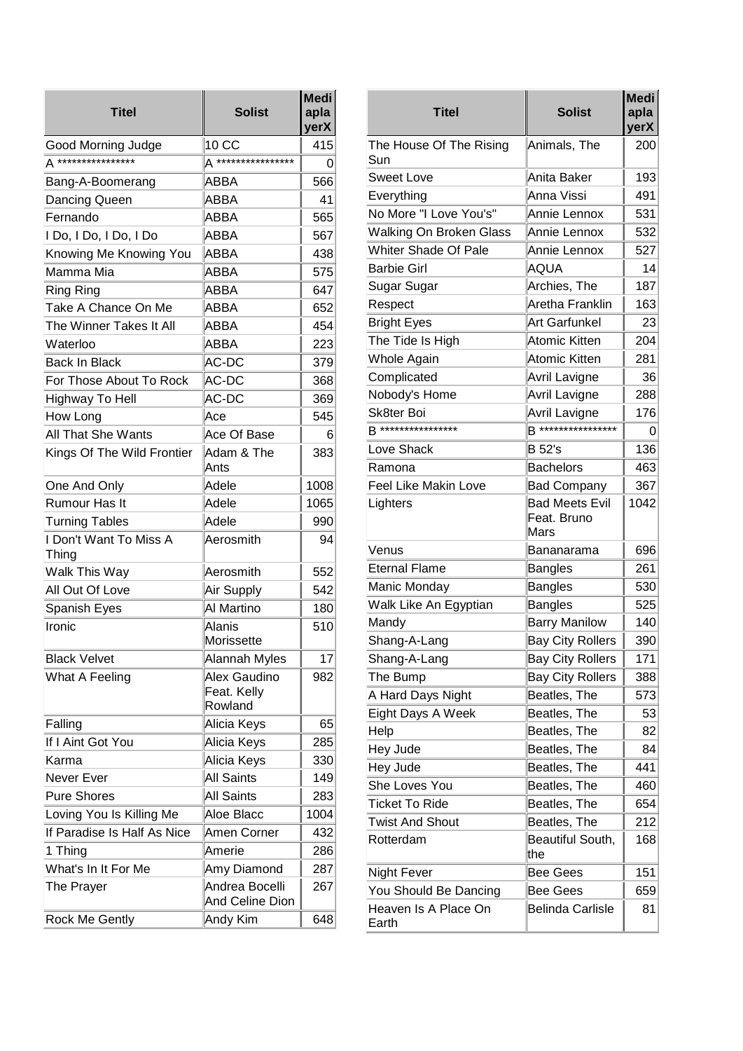| Titel | Solist | Mediaplayer X |
|---|---|---|
| Good Morning Judge | 10 CC | 415 |
| A **************** | A **************** | 0 |
| Bang-A-Boomerang | ABBA | 566 |
| Dancing Queen | ABBA | 41 |
| Fernando | ABBA | 565 |
| I Do, I Do, I Do, I Do | ABBA | 567 |
| Knowing Me Knowing You | ABBA | 438 |
| Mamma Mia | ABBA | 575 |
| Ring Ring | ABBA | 647 |
| Take A Chance On Me | ABBA | 652 |
| The Winner Takes It All | ABBA | 454 |
| Waterloo | ABBA | 223 |
| Back In Black | AC-DC | 379 |
| For Those About To Rock | AC-DC | 368 |
| Highway To Hell | AC-DC | 369 |
| How Long | Ace | 545 |
| All That She Wants | Ace Of Base | 6 |
| Kings Of The Wild Frontier | Adam & The Ants | 383 |
| One And Only | Adele | 1008 |
| Rumour Has It | Adele | 1065 |
| Turning Tables | Adele | 990 |
| I Don't Want To Miss A Thing | Aerosmith | 94 |
| Walk This Way | Aerosmith | 552 |
| All Out Of Love | Air Supply | 542 |
| Spanish Eyes | Al Martino | 180 |
| Ironic | Alanis Morissette | 510 |
| Black Velvet | Alannah Myles | 17 |
| What A Feeling | Alex Gaudino Feat. Kelly Rowland | 982 |
| Falling | Alicia Keys | 65 |
| If I Aint Got You | Alicia Keys | 285 |
| Karma | Alicia Keys | 330 |
| Never Ever | All Saints | 149 |
| Pure Shores | All Saints | 283 |
| Loving You Is Killing Me | Aloe Blacc | 1004 |
| If Paradise Is Half As Nice | Amen Corner | 432 |
| 1 Thing | Amerie | 286 |
| What's In It For Me | Amy Diamond | 287 |
| The Prayer | Andrea Bocelli And Celine Dion | 267 |
| Rock Me Gently | Andy Kim | 648 |

| Titel | Solist | Mediaplayer X |
|---|---|---|
| The House Of The Rising Sun | Animals, The | 200 |
| Sweet Love | Anita Baker | 193 |
| Everything | Anna Vissi | 491 |
| No More "I Love You's" | Annie Lennox | 531 |
| Walking On Broken Glass | Annie Lennox | 532 |
| Whiter Shade Of Pale | Annie Lennox | 527 |
| Barbie Girl | AQUA | 14 |
| Sugar Sugar | Archies, The | 187 |
| Respect | Aretha Franklin | 163 |
| Bright Eyes | Art Garfunkel | 23 |
| The Tide Is High | Atomic Kitten | 204 |
| Whole Again | Atomic Kitten | 281 |
| Complicated | Avril Lavigne | 36 |
| Nobody's Home | Avril Lavigne | 288 |
| Sk8ter Boi | Avril Lavigne | 176 |
| B **************** | B **************** | 0 |
| Love Shack | B 52's | 136 |
| Ramona | Bachelors | 463 |
| Feel Like Makin Love | Bad Company | 367 |
| Lighters | Bad Meets Evil Feat. Bruno Mars | 1042 |
| Venus | Bananarama | 696 |
| Eternal Flame | Bangles | 261 |
| Manic Monday | Bangles | 530 |
| Walk Like An Egyptian | Bangles | 525 |
| Mandy | Barry Manilow | 140 |
| Shang-A-Lang | Bay City Rollers | 390 |
| Shang-A-Lang | Bay City Rollers | 171 |
| The Bump | Bay City Rollers | 388 |
| A Hard Days Night | Beatles, The | 573 |
| Eight Days A Week | Beatles, The | 53 |
| Help | Beatles, The | 82 |
| Hey Jude | Beatles, The | 84 |
| Hey Jude | Beatles, The | 441 |
| She Loves You | Beatles, The | 460 |
| Ticket To Ride | Beatles, The | 654 |
| Twist And Shout | Beatles, The | 212 |
| Rotterdam | Beautiful South, the | 168 |
| Night Fever | Bee Gees | 151 |
| You Should Be Dancing | Bee Gees | 659 |
| Heaven Is A Place On Earth | Belinda Carlisle | 81 |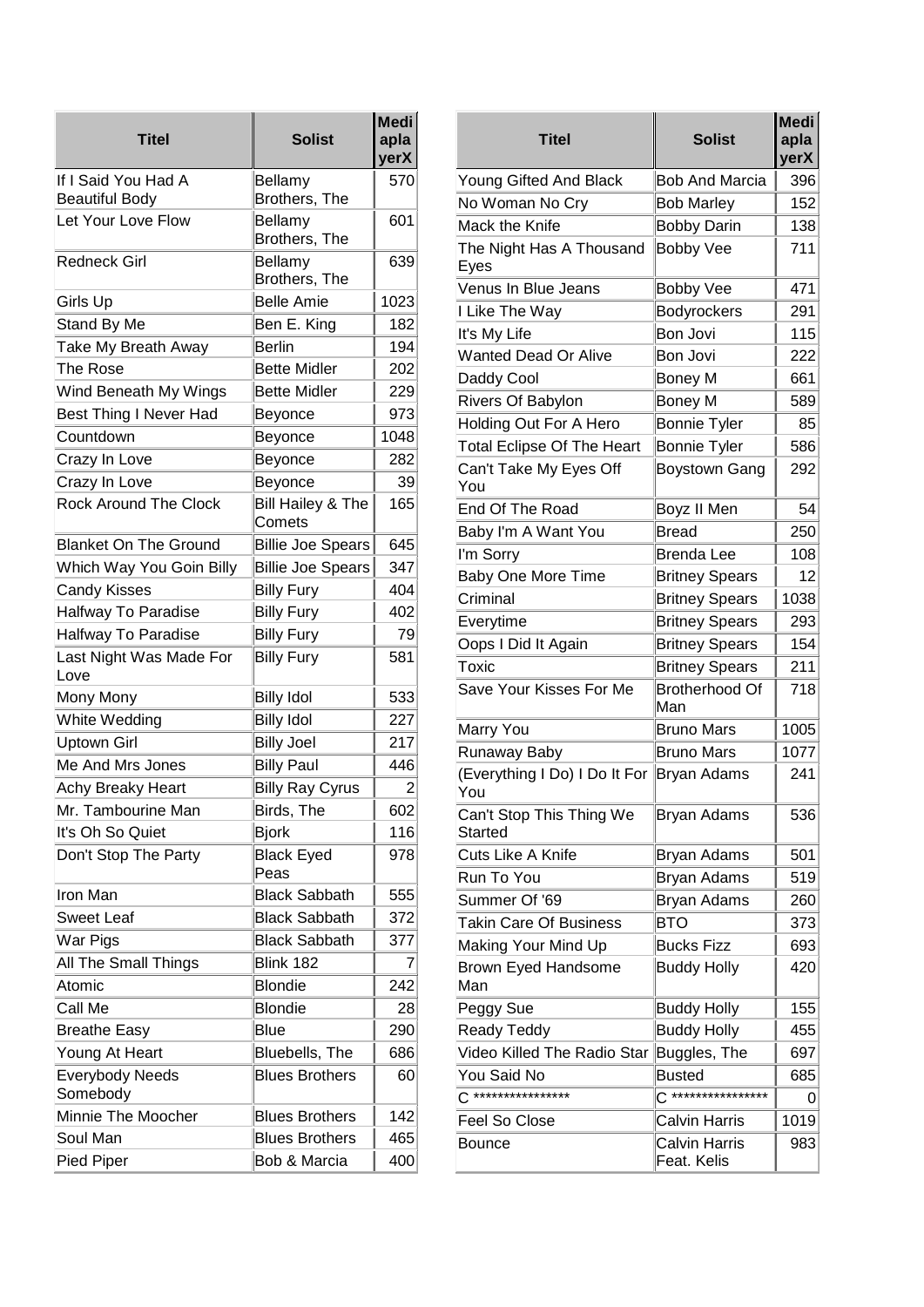| Titel | Solist | MediaplayerX |
|---|---|---|
| If I Said You Had A Beautiful Body | Bellamy Brothers, The | 570 |
| Let Your Love Flow | Bellamy Brothers, The | 601 |
| Redneck Girl | Bellamy Brothers, The | 639 |
| Girls Up | Belle Amie | 1023 |
| Stand By Me | Ben E. King | 182 |
| Take My Breath Away | Berlin | 194 |
| The Rose | Bette Midler | 202 |
| Wind Beneath My Wings | Bette Midler | 229 |
| Best Thing I Never Had | Beyonce | 973 |
| Countdown | Beyonce | 1048 |
| Crazy In Love | Beyonce | 282 |
| Crazy In Love | Beyonce | 39 |
| Rock Around The Clock | Bill Hailey & The Comets | 165 |
| Blanket On The Ground | Billie Joe Spears | 645 |
| Which Way You Goin Billy | Billie Joe Spears | 347 |
| Candy Kisses | Billy Fury | 404 |
| Halfway To Paradise | Billy Fury | 402 |
| Halfway To Paradise | Billy Fury | 79 |
| Last Night Was Made For Love | Billy Fury | 581 |
| Mony Mony | Billy Idol | 533 |
| White Wedding | Billy Idol | 227 |
| Uptown Girl | Billy Joel | 217 |
| Me And Mrs Jones | Billy Paul | 446 |
| Achy Breaky Heart | Billy Ray Cyrus | 2 |
| Mr. Tambourine Man | Birds, The | 602 |
| It's Oh So Quiet | Bjork | 116 |
| Don't Stop The Party | Black Eyed Peas | 978 |
| Iron Man | Black Sabbath | 555 |
| Sweet Leaf | Black Sabbath | 372 |
| War Pigs | Black Sabbath | 377 |
| All The Small Things | Blink 182 | 7 |
| Atomic | Blondie | 242 |
| Call Me | Blondie | 28 |
| Breathe Easy | Blue | 290 |
| Young At Heart | Bluebells, The | 686 |
| Everybody Needs Somebody | Blues Brothers | 60 |
| Minnie The Moocher | Blues Brothers | 142 |
| Soul Man | Blues Brothers | 465 |
| Pied Piper | Bob & Marcia | 400 |
| Young Gifted And Black | Bob And Marcia | 396 |
| No Woman No Cry | Bob Marley | 152 |
| Mack the Knife | Bobby Darin | 138 |
| The Night Has A Thousand Eyes | Bobby Vee | 711 |
| Venus In Blue Jeans | Bobby Vee | 471 |
| I Like The Way | Bodyrockers | 291 |
| It's My Life | Bon Jovi | 115 |
| Wanted Dead Or Alive | Bon Jovi | 222 |
| Daddy Cool | Boney M | 661 |
| Rivers Of Babylon | Boney M | 589 |
| Holding Out For A Hero | Bonnie Tyler | 85 |
| Total Eclipse Of The Heart | Bonnie Tyler | 586 |
| Can't Take My Eyes Off You | Boystown Gang | 292 |
| End Of The Road | Boyz II Men | 54 |
| Baby I'm A Want You | Bread | 250 |
| I'm Sorry | Brenda Lee | 108 |
| Baby One More Time | Britney Spears | 12 |
| Criminal | Britney Spears | 1038 |
| Everytime | Britney Spears | 293 |
| Oops I Did It Again | Britney Spears | 154 |
| Toxic | Britney Spears | 211 |
| Save Your Kisses For Me | Brotherhood Of Man | 718 |
| Marry You | Bruno Mars | 1005 |
| Runaway Baby | Bruno Mars | 1077 |
| (Everything I Do) I Do It For You | Bryan Adams | 241 |
| Can't Stop This Thing We Started | Bryan Adams | 536 |
| Cuts Like A Knife | Bryan Adams | 501 |
| Run To You | Bryan Adams | 519 |
| Summer Of '69 | Bryan Adams | 260 |
| Takin Care Of Business | BTO | 373 |
| Making Your Mind Up | Bucks Fizz | 693 |
| Brown Eyed Handsome Man | Buddy Holly | 420 |
| Peggy Sue | Buddy Holly | 155 |
| Ready Teddy | Buddy Holly | 455 |
| Video Killed The Radio Star | Buggles, The | 697 |
| You Said No | Busted | 685 |
| C **************** | C **************** | 0 |
| Feel So Close | Calvin Harris | 1019 |
| Bounce | Calvin Harris Feat. Kelis | 983 |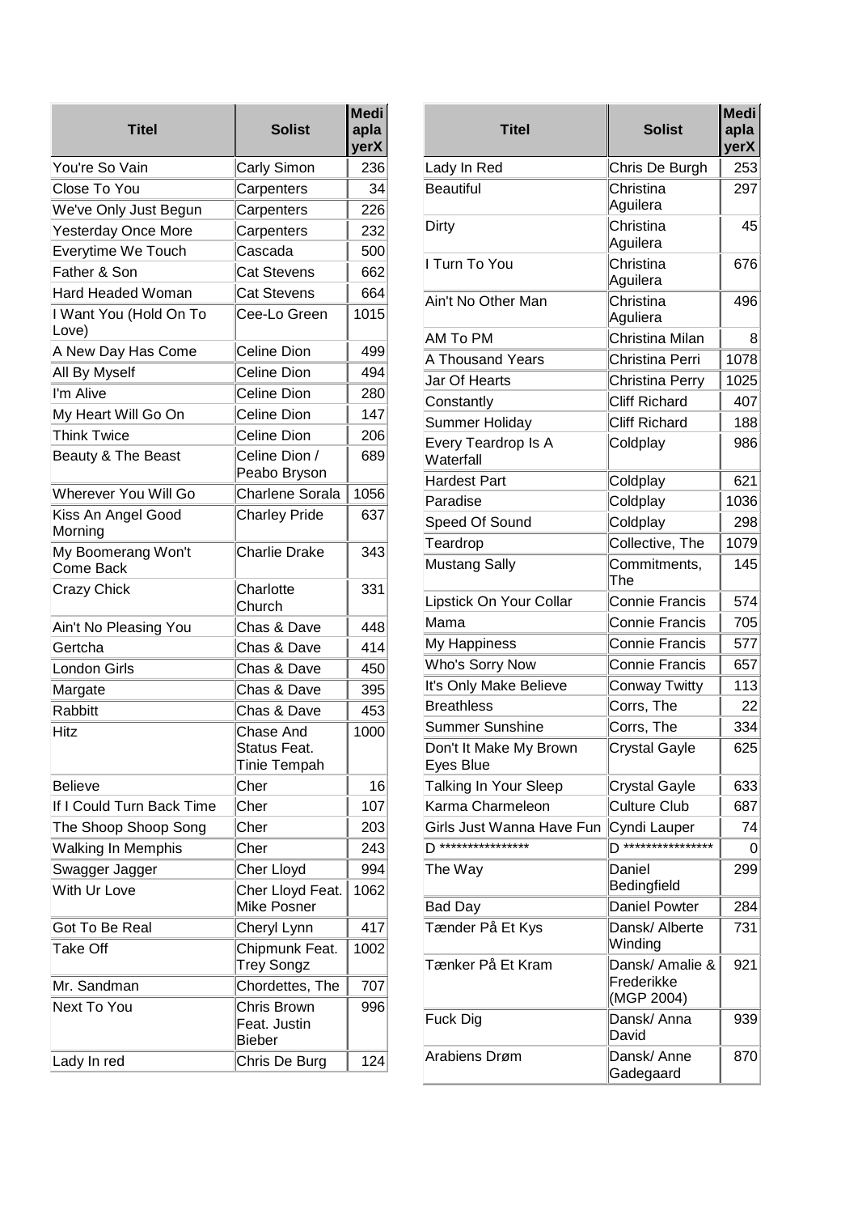| Titel | Solist | MediaplayerX |
|---|---|---|
| You're So Vain | Carly Simon | 236 |
| Close To You | Carpenters | 34 |
| We've Only Just Begun | Carpenters | 226 |
| Yesterday Once More | Carpenters | 232 |
| Everytime We Touch | Cascada | 500 |
| Father & Son | Cat Stevens | 662 |
| Hard Headed Woman | Cat Stevens | 664 |
| I Want You (Hold On To Love) | Cee-Lo Green | 1015 |
| A New Day Has Come | Celine Dion | 499 |
| All By Myself | Celine Dion | 494 |
| I'm Alive | Celine Dion | 280 |
| My Heart Will Go On | Celine Dion | 147 |
| Think Twice | Celine Dion | 206 |
| Beauty & The Beast | Celine Dion / Peabo Bryson | 689 |
| Wherever You Will Go | Charlene Sorala | 1056 |
| Kiss An Angel Good Morning | Charley Pride | 637 |
| My Boomerang Won't Come Back | Charlie Drake | 343 |
| Crazy Chick | Charlotte Church | 331 |
| Ain't No Pleasing You | Chas & Dave | 448 |
| Gertcha | Chas & Dave | 414 |
| London Girls | Chas & Dave | 450 |
| Margate | Chas & Dave | 395 |
| Rabbitt | Chas & Dave | 453 |
| Hitz | Chase And Status Feat. Tinie Tempah | 1000 |
| Believe | Cher | 16 |
| If I Could Turn Back Time | Cher | 107 |
| The Shoop Shoop Song | Cher | 203 |
| Walking In Memphis | Cher | 243 |
| Swagger Jagger | Cher Lloyd | 994 |
| With Ur Love | Cher Lloyd Feat. Mike Posner | 1062 |
| Got To Be Real | Cheryl Lynn | 417 |
| Take Off | Chipmunk Feat. Trey Songz | 1002 |
| Mr. Sandman | Chordettes, The | 707 |
| Next To You | Chris Brown Feat. Justin Bieber | 996 |
| Lady In red | Chris De Burg | 124 |
| Lady In Red | Chris De Burgh | 253 |
| Beautiful | Christina Aguilera | 297 |
| Dirty | Christina Aguilera | 45 |
| I Turn To You | Christina Aguilera | 676 |
| Ain't No Other Man | Christina Aguliera | 496 |
| AM To PM | Christina Milan | 8 |
| A Thousand Years | Christina Perri | 1078 |
| Jar Of Hearts | Christina Perry | 1025 |
| Constantly | Cliff Richard | 407 |
| Summer Holiday | Cliff Richard | 188 |
| Every Teardrop Is A Waterfall | Coldplay | 986 |
| Hardest Part | Coldplay | 621 |
| Paradise | Coldplay | 1036 |
| Speed Of Sound | Coldplay | 298 |
| Teardrop | Collective, The | 1079 |
| Mustang Sally | Commitments, The | 145 |
| Lipstick On Your Collar | Connie Francis | 574 |
| Mama | Connie Francis | 705 |
| My Happiness | Connie Francis | 577 |
| Who's Sorry Now | Connie Francis | 657 |
| It's Only Make Believe | Conway Twitty | 113 |
| Breathless | Corrs, The | 22 |
| Summer Sunshine | Corrs, The | 334 |
| Don't It Make My Brown Eyes Blue | Crystal Gayle | 625 |
| Talking In Your Sleep | Crystal Gayle | 633 |
| Karma Charmeleon | Culture Club | 687 |
| Girls Just Wanna Have Fun | Cyndi Lauper | 74 |
| D **************** | D **************** | 0 |
| The Way | Daniel Bedingfield | 299 |
| Bad Day | Daniel Powter | 284 |
| Tænder På Et Kys | Dansk/ Alberte Winding | 731 |
| Tænker På Et Kram | Dansk/ Amalie & Frederikke (MGP 2004) | 921 |
| Fuck Dig | Dansk/ Anna David | 939 |
| Arabiens Drøm | Dansk/ Anne Gadegaard | 870 |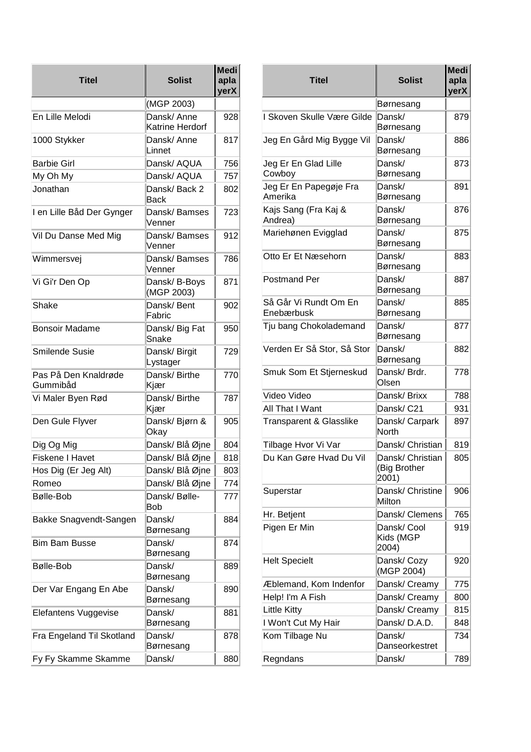| Titel | Solist | Mediaplayer X |
|---|---|---|
| | (MGP 2003) | |
| En Lille Melodi | Dansk/ Anne Katrine Herdorf | 928 |
| 1000 Stykker | Dansk/ Anne Linnet | 817 |
| Barbie Girl | Dansk/ AQUA | 756 |
| My Oh My | Dansk/ AQUA | 757 |
| Jonathan | Dansk/ Back 2 Back | 802 |
| I en Lille Båd Der Gynger | Dansk/ Bamses Venner | 723 |
| Vil Du Danse Med Mig | Dansk/ Bamses Venner | 912 |
| Wimmersvej | Dansk/ Bamses Venner | 786 |
| Vi Gi'r Den Op | Dansk/ B-Boys (MGP 2003) | 871 |
| Shake | Dansk/ Bent Fabric | 902 |
| Bonsoir Madame | Dansk/ Big Fat Snake | 950 |
| Smilende Susie | Dansk/ Birgit Lystager | 729 |
| Pas På Den Knaldrøde Gummibåd | Dansk/ Birthe Kjær | 770 |
| Vi Maler Byen Rød | Dansk/ Birthe Kjær | 787 |
| Den Gule Flyver | Dansk/ Bjørn & Okay | 905 |
| Dig Og Mig | Dansk/ Blå Øjne | 804 |
| Fiskene I Havet | Dansk/ Blå Øjne | 818 |
| Hos Dig (Er Jeg Alt) | Dansk/ Blå Øjne | 803 |
| Romeo | Dansk/ Blå Øjne | 774 |
| Bølle-Bob | Dansk/ Bølle-Bob | 777 |
| Bakke Snagvendt-Sangen | Dansk/ Børnesang | 884 |
| Bim Bam Busse | Dansk/ Børnesang | 874 |
| Bølle-Bob | Dansk/ Børnesang | 889 |
| Der Var Engang En Abe | Dansk/ Børnesang | 890 |
| Elefantens Vuggevise | Dansk/ Børnesang | 881 |
| Fra Engeland Til Skotland | Dansk/ Børnesang | 878 |
| Fy Fy Skamme Skamme | Dansk/ | 880 |

| Titel | Solist | Mediaplayer X |
|---|---|---|
| | Børnesang | |
| I Skoven Skulle Være Gilde | Dansk/ Børnesang | 879 |
| Jeg En Gård Mig Bygge Vil | Dansk/ Børnesang | 886 |
| Jeg Er En Glad Lille Cowboy | Dansk/ Børnesang | 873 |
| Jeg Er En Papegøje Fra Amerika | Dansk/ Børnesang | 891 |
| Kajs Sang (Fra Kaj & Andrea) | Dansk/ Børnesang | 876 |
| Mariehønen Evigglad | Dansk/ Børnesang | 875 |
| Otto Er Et Næsehorn | Dansk/ Børnesang | 883 |
| Postmand Per | Dansk/ Børnesang | 887 |
| Så Går Vi Rundt Om En Enebærbusk | Dansk/ Børnesang | 885 |
| Tju bang Chokolademand | Dansk/ Børnesang | 877 |
| Verden Er Så Stor, Så Stor | Dansk/ Børnesang | 882 |
| Smuk Som Et Stjerneskud | Dansk/ Brdr. Olsen | 778 |
| Video Video | Dansk/ Brixx | 788 |
| All That I Want | Dansk/ C21 | 931 |
| Transparent & Glasslike | Dansk/ Carpark North | 897 |
| Tilbage Hvor Vi Var | Dansk/ Christian | 819 |
| Du Kan Gøre Hvad Du Vil | Dansk/ Christian (Big Brother 2001) | 805 |
| Superstar | Dansk/ Christine Milton | 906 |
| Hr. Betjent | Dansk/ Clemens | 765 |
| Pigen Er Min | Dansk/ Cool Kids (MGP 2004) | 919 |
| Helt Specielt | Dansk/ Cozy (MGP 2004) | 920 |
| Æblemand, Kom Indenfor | Dansk/ Creamy | 775 |
| Help! I'm A Fish | Dansk/ Creamy | 800 |
| Little Kitty | Dansk/ Creamy | 815 |
| I Won't Cut My Hair | Dansk/ D.A.D. | 848 |
| Kom Tilbage Nu | Dansk/ Danseorkestret | 734 |
| Regndans | Dansk/ | 789 |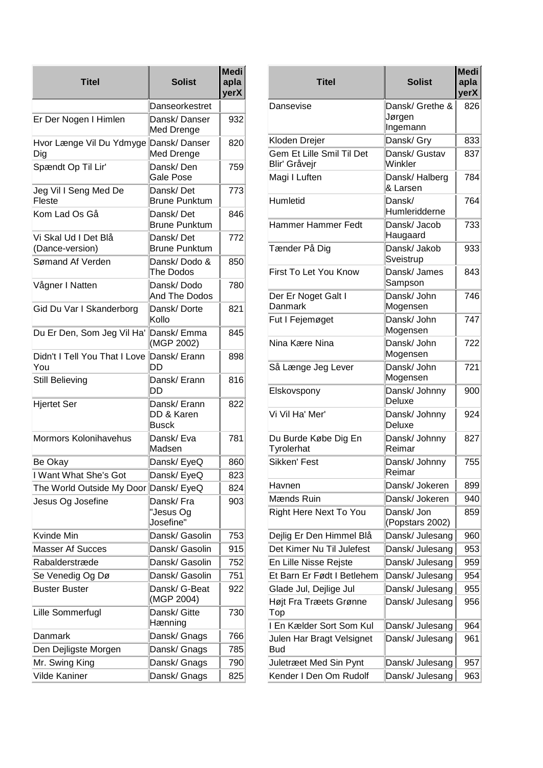| Titel | Solist | MediaplayerX |
|---|---|---|
| | Danseorkestret | |
| Er Der Nogen I Himlen | Dansk/ Danser Med Drenge | 932 |
| Hvor Længe Vil Du Ydmyge Dig | Dansk/ Danser Med Drenge | 820 |
| Spændt Op Til Lir' | Dansk/ Den Gale Pose | 759 |
| Jeg Vil I Seng Med De Fleste | Dansk/ Det Brune Punktum | 773 |
| Kom Lad Os Gå | Dansk/ Det Brune Punktum | 846 |
| Vi Skal Ud I Det Blå (Dance-version) | Dansk/ Det Brune Punktum | 772 |
| Sømand Af Verden | Dansk/ Dodo & The Dodos | 850 |
| Vågner I Natten | Dansk/ Dodo And The Dodos | 780 |
| Gid Du Var I Skanderborg | Dansk/ Dorte Kollo | 821 |
| Du Er Den, Som Jeg Vil Ha' | Dansk/ Emma (MGP 2002) | 845 |
| Didn't I Tell You That I Love You | Dansk/ Erann DD | 898 |
| Still Believing | Dansk/ Erann DD | 816 |
| Hjertet Ser | Dansk/ Erann DD & Karen Busck | 822 |
| Mormors Kolonihavehus | Dansk/ Eva Madsen | 781 |
| Be Okay | Dansk/ EyeQ | 860 |
| I Want What She's Got | Dansk/ EyeQ | 823 |
| The World Outside My Door | Dansk/ EyeQ | 824 |
| Jesus Og Josefine | Dansk/ Fra "Jesus Og Josefine" | 903 |
| Kvinde Min | Dansk/ Gasolin | 753 |
| Masser Af Succes | Dansk/ Gasolin | 915 |
| Rabalderstræde | Dansk/ Gasolin | 752 |
| Se Venedig Og Dø | Dansk/ Gasolin | 751 |
| Buster Buster | Dansk/ G-Beat (MGP 2004) | 922 |
| Lille Sommerfugl | Dansk/ Gitte Hænning | 730 |
| Danmark | Dansk/ Gnags | 766 |
| Den Dejligste Morgen | Dansk/ Gnags | 785 |
| Mr. Swing King | Dansk/ Gnags | 790 |
| Vilde Kaniner | Dansk/ Gnags | 825 |
| Dansevise | Dansk/ Grethe & Jørgen Ingemann | 826 |
| Kloden Drejer | Dansk/ Gry | 833 |
| Gem Et Lille Smil Til Det Blir' Gråvejr | Dansk/ Gustav Winkler | 837 |
| Magi I Luften | Dansk/ Halberg & Larsen | 784 |
| Humletid | Dansk/ Humleridderne | 764 |
| Hammer Hammer Fedt | Dansk/ Jacob Haugaard | 733 |
| Tænder På Dig | Dansk/ Jakob Sveistrup | 933 |
| First To Let You Know | Dansk/ James Sampson | 843 |
| Der Er Noget Galt I Danmark | Dansk/ John Mogensen | 746 |
| Fut I Fejemøget | Dansk/ John Mogensen | 747 |
| Nina Kære Nina | Dansk/ John Mogensen | 722 |
| Så Længe Jeg Lever | Dansk/ John Mogensen | 721 |
| Elskovspony | Dansk/ Johnny Deluxe | 900 |
| Vi Vil Ha' Mer' | Dansk/ Johnny Deluxe | 924 |
| Du Burde Købe Dig En Tyrolerhat | Dansk/ Johnny Reimar | 827 |
| Sikken' Fest | Dansk/ Johnny Reimar | 755 |
| Havnen | Dansk/ Jokeren | 899 |
| Mænds Ruin | Dansk/ Jokeren | 940 |
| Right Here Next To You | Dansk/ Jon (Popstars 2002) | 859 |
| Dejlig Er Den Himmel Blå | Dansk/ Julesang | 960 |
| Det Kimer Nu Til Julefest | Dansk/ Julesang | 953 |
| En Lille Nisse Rejste | Dansk/ Julesang | 959 |
| Et Barn Er Født I Betlehem | Dansk/ Julesang | 954 |
| Glade Jul, Dejlige Jul | Dansk/ Julesang | 955 |
| Højt Fra Træets Grønne Top | Dansk/ Julesang | 956 |
| I En Kælder Sort Som Kul | Dansk/ Julesang | 964 |
| Julen Har Bragt Velsignet Bud | Dansk/ Julesang | 961 |
| Juletræet Med Sin Pynt | Dansk/ Julesang | 957 |
| Kender I Den Om Rudolf | Dansk/ Julesang | 963 |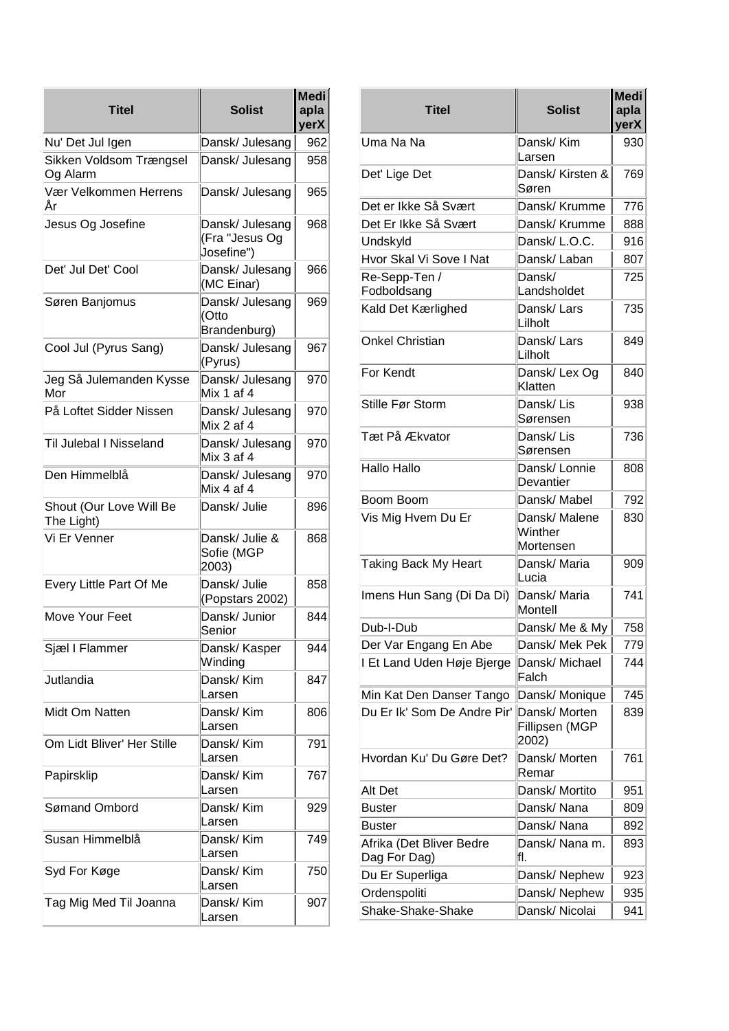| Titel | Solist | MediaplayerX |
|---|---|---|
| Nu' Det Jul Igen | Dansk/ Julesang | 962 |
| Sikken Voldsom Trængsel Og Alarm | Dansk/ Julesang | 958 |
| Vær Velkommen Herrens År | Dansk/ Julesang | 965 |
| Jesus Og Josefine | Dansk/ Julesang (Fra "Jesus Og Josefine") | 968 |
| Det' Jul Det' Cool | Dansk/ Julesang (MC Einar) | 966 |
| Søren Banjomus | Dansk/ Julesang (Otto Brandenburg) | 969 |
| Cool Jul (Pyrus Sang) | Dansk/ Julesang (Pyrus) | 967 |
| Jeg Så Julemanden Kysse Mor | Dansk/ Julesang Mix 1 af 4 | 970 |
| På Loftet Sidder Nissen | Dansk/ Julesang Mix 2 af 4 | 970 |
| Til Julebal I Nisseland | Dansk/ Julesang Mix 3 af 4 | 970 |
| Den Himmelblå | Dansk/ Julesang Mix 4 af 4 | 970 |
| Shout (Our Love Will Be The Light) | Dansk/ Julie | 896 |
| Vi Er Venner | Dansk/ Julie & Sofie (MGP 2003) | 868 |
| Every Little Part Of Me | Dansk/ Julie (Popstars 2002) | 858 |
| Move Your Feet | Dansk/ Junior Senior | 844 |
| Sjæl I Flammer | Dansk/ Kasper Winding | 944 |
| Jutlandia | Dansk/ Kim Larsen | 847 |
| Midt Om Natten | Dansk/ Kim Larsen | 806 |
| Om Lidt Bliver' Her Stille | Dansk/ Kim Larsen | 791 |
| Papirsklip | Dansk/ Kim Larsen | 767 |
| Sømand Ombord | Dansk/ Kim Larsen | 929 |
| Susan Himmelblå | Dansk/ Kim Larsen | 749 |
| Syd For Køge | Dansk/ Kim Larsen | 750 |
| Tag Mig Med Til Joanna | Dansk/ Kim Larsen | 907 |
| Uma Na Na | Dansk/ Kim Larsen | 930 |
| Det' Lige Det | Dansk/ Kirsten & Søren | 769 |
| Det er Ikke Så Svært | Dansk/ Krumme | 776 |
| Det Er Ikke Så Svært | Dansk/ Krumme | 888 |
| Undskyld | Dansk/ L.O.C. | 916 |
| Hvor Skal Vi Sove I Nat | Dansk/ Laban | 807 |
| Re-Sepp-Ten / Fodboldsang | Dansk/ Landsholdet | 725 |
| Kald Det Kærlighed | Dansk/ Lars Lilholt | 735 |
| Onkel Christian | Dansk/ Lars Lilholt | 849 |
| For Kendt | Dansk/ Lex Og Klatten | 840 |
| Stille Før Storm | Dansk/ Lis Sørensen | 938 |
| Tæt På Ækvator | Dansk/ Lis Sørensen | 736 |
| Hallo Hallo | Dansk/ Lonnie Devantier | 808 |
| Boom Boom | Dansk/ Mabel | 792 |
| Vis Mig Hvem Du Er | Dansk/ Malene Winther Mortensen | 830 |
| Taking Back My Heart | Dansk/ Maria Lucia | 909 |
| Imens Hun Sang (Di Da Di) | Dansk/ Maria Montell | 741 |
| Dub-I-Dub | Dansk/ Me & My | 758 |
| Der Var Engang En Abe | Dansk/ Mek Pek | 779 |
| I Et Land Uden Høje Bjerge | Dansk/ Michael Falch | 744 |
| Min Kat Den Danser Tango | Dansk/ Monique | 745 |
| Du Er Ik' Som De Andre Pir' | Dansk/ Morten Fillipsen (MGP 2002) | 839 |
| Hvordan Ku' Du Gøre Det? | Dansk/ Morten Remar | 761 |
| Alt Det | Dansk/ Mortito | 951 |
| Buster | Dansk/ Nana | 809 |
| Buster | Dansk/ Nana | 892 |
| Afrika (Det Bliver Bedre Dag For Dag) | Dansk/ Nana m. fl. | 893 |
| Du Er Superliga | Dansk/ Nephew | 923 |
| Ordenspoliti | Dansk/ Nephew | 935 |
| Shake-Shake-Shake | Dansk/ Nicolai | 941 |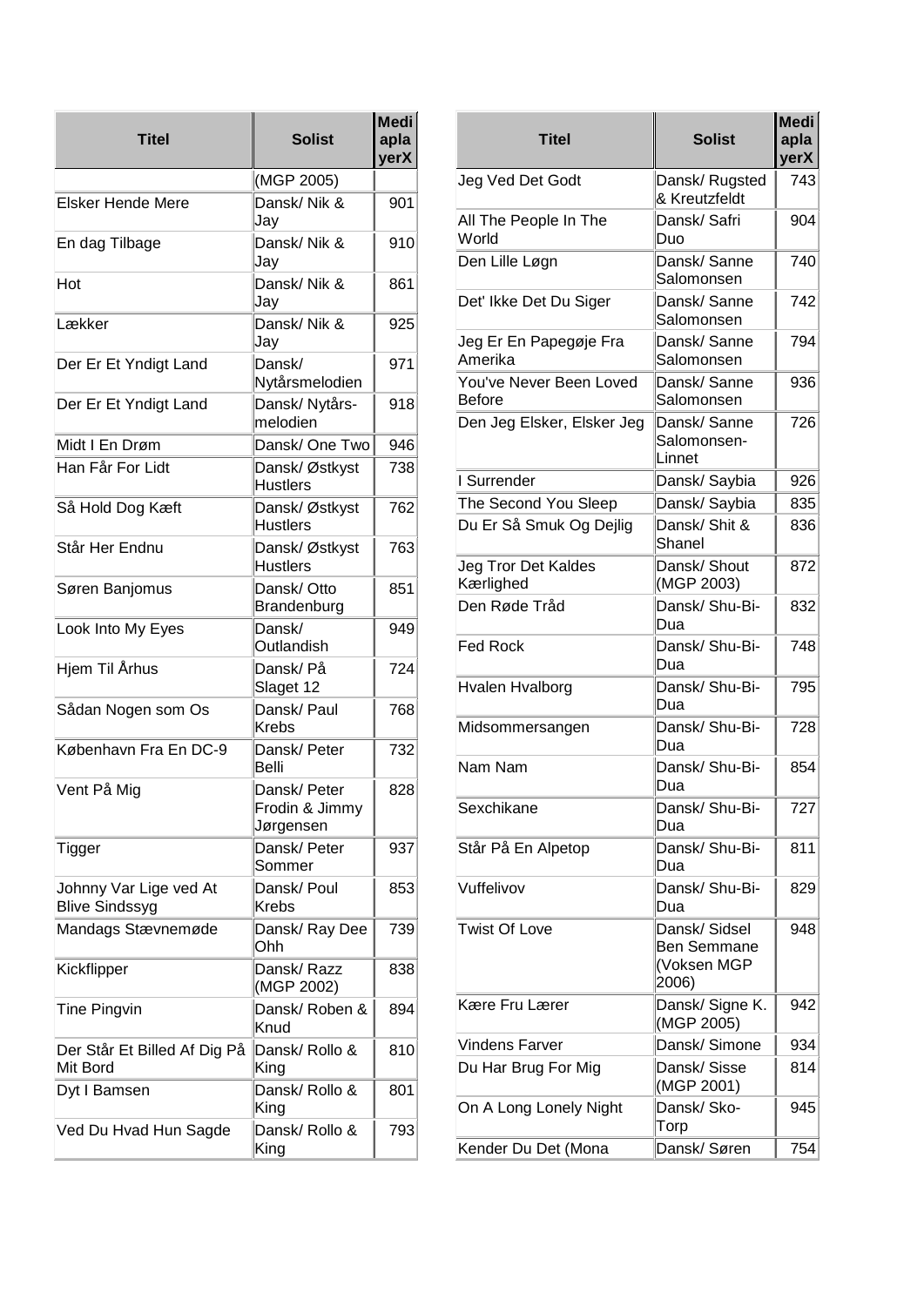| Titel | Solist | MediaplayerX |
|---|---|---|
| | (MGP 2005) | |
| Elsker Hende Mere | Dansk/ Nik & Jay | 901 |
| En dag Tilbage | Dansk/ Nik & Jay | 910 |
| Hot | Dansk/ Nik & Jay | 861 |
| Lækker | Dansk/ Nik & Jay | 925 |
| Der Er Et Yndigt Land | Dansk/ Nytårsmelodien | 971 |
| Der Er Et Yndigt Land | Dansk/ Nytårs-melodien | 918 |
| Midt I En Drøm | Dansk/ One Two | 946 |
| Han Får For Lidt | Dansk/ Østkyst Hustlers | 738 |
| Så Hold Dog Kæft | Dansk/ Østkyst Hustlers | 762 |
| Står Her Endnu | Dansk/ Østkyst Hustlers | 763 |
| Søren Banjomus | Dansk/ Otto Brandenburg | 851 |
| Look Into My Eyes | Dansk/ Outlandish | 949 |
| Hjem Til Århus | Dansk/ På Slaget 12 | 724 |
| Sådan Nogen som Os | Dansk/ Paul Krebs | 768 |
| København Fra En DC-9 | Dansk/ Peter Belli | 732 |
| Vent På Mig | Dansk/ Peter Frodin & Jimmy Jørgensen | 828 |
| Tigger | Dansk/ Peter Sommer | 937 |
| Johnny Var Lige ved At Blive Sindssyg | Dansk/ Poul Krebs | 853 |
| Mandags Stævnemøde | Dansk/ Ray Dee Ohh | 739 |
| Kickflipper | Dansk/ Razz (MGP 2002) | 838 |
| Tine Pingvin | Dansk/ Roben & Knud | 894 |
| Der Står Et Billed Af Dig På Mit Bord | Dansk/ Rollo & King | 810 |
| Dyt I Bamsen | Dansk/ Rollo & King | 801 |
| Ved Du Hvad Hun Sagde | Dansk/ Rollo & King | 793 |
| Jeg Ved Det Godt | Dansk/ Rugsted & Kreutzfeldt | 743 |
| All The People In The World | Dansk/ Safri Duo | 904 |
| Den Lille Løgn | Dansk/ Sanne Salomonsen | 740 |
| Det' Ikke Det Du Siger | Dansk/ Sanne Salomonsen | 742 |
| Jeg Er En Papegøje Fra Amerika | Dansk/ Sanne Salomonsen | 794 |
| You've Never Been Loved Before | Dansk/ Sanne Salomonsen | 936 |
| Den Jeg Elsker, Elsker Jeg | Dansk/ Sanne Salomonsen-Linnet | 726 |
| I Surrender | Dansk/ Saybia | 926 |
| The Second You Sleep | Dansk/ Saybia | 835 |
| Du Er Så Smuk Og Dejlig | Dansk/ Shit & Shanel | 836 |
| Jeg Tror Det Kaldes Kærlighed | Dansk/ Shout (MGP 2003) | 872 |
| Den Røde Tråd | Dansk/ Shu-Bi-Dua | 832 |
| Fed Rock | Dansk/ Shu-Bi-Dua | 748 |
| Hvalen Hvalborg | Dansk/ Shu-Bi-Dua | 795 |
| Midsommersangen | Dansk/ Shu-Bi-Dua | 728 |
| Nam Nam | Dansk/ Shu-Bi-Dua | 854 |
| Sexchikane | Dansk/ Shu-Bi-Dua | 727 |
| Står På En Alpetop | Dansk/ Shu-Bi-Dua | 811 |
| Vuffelivov | Dansk/ Shu-Bi-Dua | 829 |
| Twist Of Love | Dansk/ Sidsel Ben Semmane (Voksen MGP 2006) | 948 |
| Kære Fru Lærer | Dansk/ Signe K. (MGP 2005) | 942 |
| Vindens Farver | Dansk/ Simone | 934 |
| Du Har Brug For Mig | Dansk/ Sisse (MGP 2001) | 814 |
| On A Long Lonely Night | Dansk/ Sko-Torp | 945 |
| Kender Du Det (Mona | Dansk/ Søren | 754 |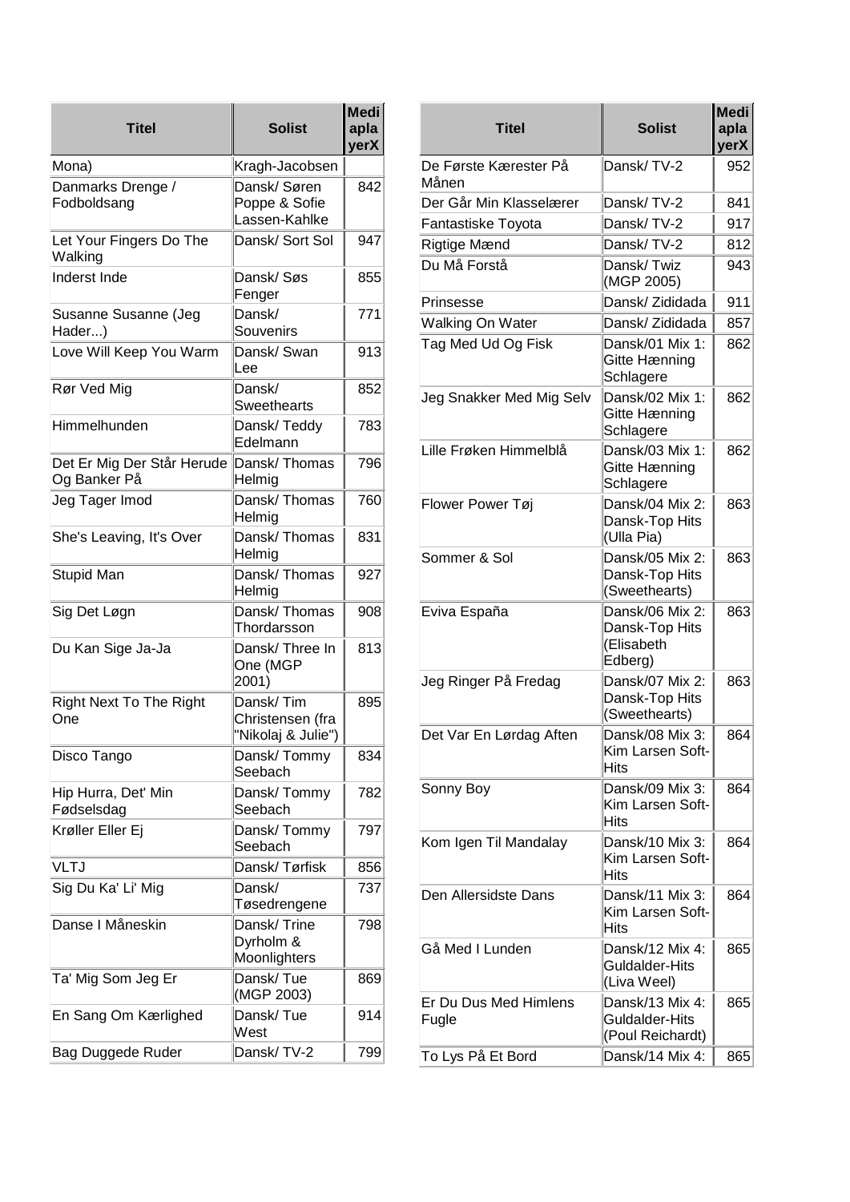| Titel | Solist | MediaplayerX |
|---|---|---|
| Mona) | Kragh-Jacobsen | |
| Danmarks Drenge / Fodboldsang | Dansk/ Søren Poppe & Sofie Lassen-Kahlke | 842 |
| Let Your Fingers Do The Walking | Dansk/ Sort Sol | 947 |
| Inderst Inde | Dansk/ Søs Fenger | 855 |
| Susanne Susanne (Jeg Hader...) | Dansk/ Souvenirs | 771 |
| Love Will Keep You Warm | Dansk/ Swan Lee | 913 |
| Rør Ved Mig | Dansk/ Sweethearts | 852 |
| Himmelhunden | Dansk/ Teddy Edelmann | 783 |
| Det Er Mig Der Står Herude Og Banker På | Dansk/ Thomas Helmig | 796 |
| Jeg Tager Imod | Dansk/ Thomas Helmig | 760 |
| She's Leaving, It's Over | Dansk/ Thomas Helmig | 831 |
| Stupid Man | Dansk/ Thomas Helmig | 927 |
| Sig Det Løgn | Dansk/ Thomas Thordarsson | 908 |
| Du Kan Sige Ja-Ja | Dansk/ Three In One (MGP 2001) | 813 |
| Right Next To The Right One | Dansk/ Tim Christensen (fra "Nikolaj & Julie") | 895 |
| Disco Tango | Dansk/ Tommy Seebach | 834 |
| Hip Hurra, Det' Min Fødselsdag | Dansk/ Tommy Seebach | 782 |
| Krøller Eller Ej | Dansk/ Tommy Seebach | 797 |
| VLTJ | Dansk/ Tørfisk | 856 |
| Sig Du Ka' Li' Mig | Dansk/ Tøsedrengene | 737 |
| Danse I Måneskin | Dansk/ Trine Dyrholm & Moonlighters | 798 |
| Ta' Mig Som Jeg Er | Dansk/ Tue (MGP 2003) | 869 |
| En Sang Om Kærlighed | Dansk/ Tue West | 914 |
| Bag Duggede Ruder | Dansk/ TV-2 | 799 |
| De Første Kærester På Månen | Dansk/ TV-2 | 952 |
| Der Går Min Klasselærer | Dansk/ TV-2 | 841 |
| Fantastiske Toyota | Dansk/ TV-2 | 917 |
| Rigtige Mænd | Dansk/ TV-2 | 812 |
| Du Må Forstå | Dansk/ Twiz (MGP 2005) | 943 |
| Prinsesse | Dansk/ Zididada | 911 |
| Walking On Water | Dansk/ Zididada | 857 |
| Tag Med Ud Og Fisk | Dansk/01 Mix 1: Gitte Hænning Schlagere | 862 |
| Jeg Snakker Med Mig Selv | Dansk/02 Mix 1: Gitte Hænning Schlagere | 862 |
| Lille Frøken Himmelblå | Dansk/03 Mix 1: Gitte Hænning Schlagere | 862 |
| Flower Power Tøj | Dansk/04 Mix 2: Dansk-Top Hits (Ulla Pia) | 863 |
| Sommer & Sol | Dansk/05 Mix 2: Dansk-Top Hits (Sweethearts) | 863 |
| Eviva España | Dansk/06 Mix 2: Dansk-Top Hits (Elisabeth Edberg) | 863 |
| Jeg Ringer På Fredag | Dansk/07 Mix 2: Dansk-Top Hits (Sweethearts) | 863 |
| Det Var En Lørdag Aften | Dansk/08 Mix 3: Kim Larsen Soft-Hits | 864 |
| Sonny Boy | Dansk/09 Mix 3: Kim Larsen Soft-Hits | 864 |
| Kom Igen Til Mandalay | Dansk/10 Mix 3: Kim Larsen Soft-Hits | 864 |
| Den Allersidste Dans | Dansk/11 Mix 3: Kim Larsen Soft-Hits | 864 |
| Gå Med I Lunden | Dansk/12 Mix 4: Guldalder-Hits (Liva Weel) | 865 |
| Er Du Dus Med Himlens Fugle | Dansk/13 Mix 4: Guldalder-Hits (Poul Reichardt) | 865 |
| To Lys På Et Bord | Dansk/14 Mix 4: | 865 |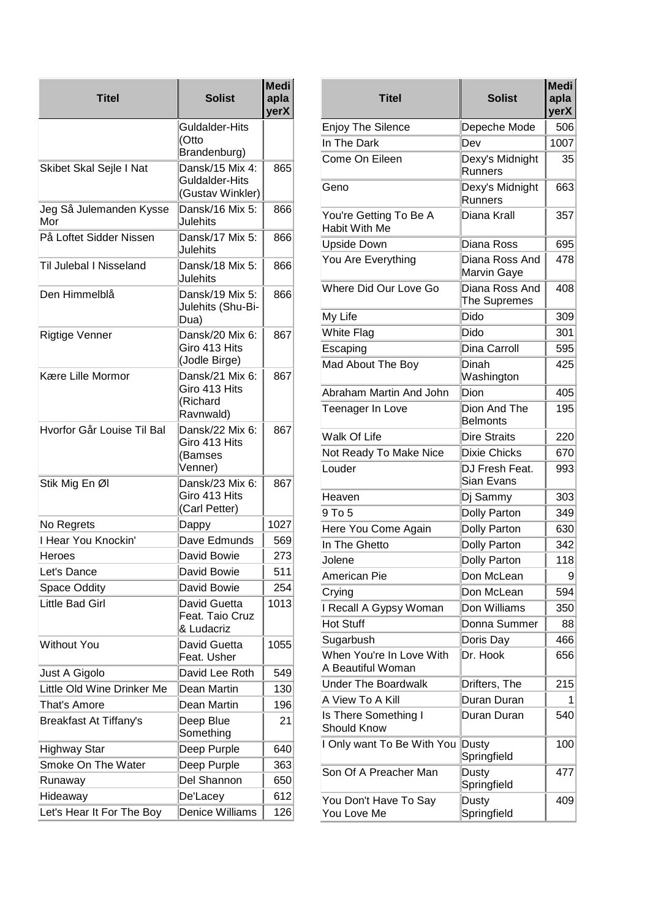| Titel | Solist | Mediaplayer X |
|---|---|---|
| | Guldalder-Hits (Otto Brandenburg) | |
| Skibet Skal Sejle I Nat | Dansk/15 Mix 4: Guldalder-Hits (Gustav Winkler) | 865 |
| Jeg Så Julemanden Kysse Mor | Dansk/16 Mix 5: Julehits | 866 |
| På Loftet Sidder Nissen | Dansk/17 Mix 5: Julehits | 866 |
| Til Julebal I Nisseland | Dansk/18 Mix 5: Julehits | 866 |
| Den Himmelblå | Dansk/19 Mix 5: Julehits (Shu-Bi-Dua) | 866 |
| Rigtige Venner | Dansk/20 Mix 6: Giro 413 Hits (Jodle Birge) | 867 |
| Kære Lille Mormor | Dansk/21 Mix 6: Giro 413 Hits (Richard Ravnwald) | 867 |
| Hvorfor Går Louise Til Bal | Dansk/22 Mix 6: Giro 413 Hits (Bamses Venner) | 867 |
| Stik Mig En Øl | Dansk/23 Mix 6: Giro 413 Hits (Carl Petter) | 867 |
| No Regrets | Dappy | 1027 |
| I Hear You Knockin' | Dave Edmunds | 569 |
| Heroes | David Bowie | 273 |
| Let's Dance | David Bowie | 511 |
| Space Oddity | David Bowie | 254 |
| Little Bad Girl | David Guetta Feat. Taio Cruz & Ludacriz | 1013 |
| Without You | David Guetta Feat. Usher | 1055 |
| Just A Gigolo | David Lee Roth | 549 |
| Little Old Wine Drinker Me | Dean Martin | 130 |
| That's Amore | Dean Martin | 196 |
| Breakfast At Tiffany's | Deep Blue Something | 21 |
| Highway Star | Deep Purple | 640 |
| Smoke On The Water | Deep Purple | 363 |
| Runaway | Del Shannon | 650 |
| Hideaway | De'Lacey | 612 |
| Let's Hear It For The Boy | Denice Williams | 126 |

| Titel | Solist | Mediaplayer X |
|---|---|---|
| Enjoy The Silence | Depeche Mode | 506 |
| In The Dark | Dev | 1007 |
| Come On Eileen | Dexy's Midnight Runners | 35 |
| Geno | Dexy's Midnight Runners | 663 |
| You're Getting To Be A Habit With Me | Diana Krall | 357 |
| Upside Down | Diana Ross | 695 |
| You Are Everything | Diana Ross And Marvin Gaye | 478 |
| Where Did Our Love Go | Diana Ross And The Supremes | 408 |
| My Life | Dido | 309 |
| White Flag | Dido | 301 |
| Escaping | Dina Carroll | 595 |
| Mad About The Boy | Dinah Washington | 425 |
| Abraham Martin And John | Dion | 405 |
| Teenager In Love | Dion And The Belmonts | 195 |
| Walk Of Life | Dire Straits | 220 |
| Not Ready To Make Nice | Dixie Chicks | 670 |
| Louder | DJ Fresh Feat. Sian Evans | 993 |
| Heaven | Dj Sammy | 303 |
| 9 To 5 | Dolly Parton | 349 |
| Here You Come Again | Dolly Parton | 630 |
| In The Ghetto | Dolly Parton | 342 |
| Jolene | Dolly Parton | 118 |
| American Pie | Don McLean | 9 |
| Crying | Don McLean | 594 |
| I Recall A Gypsy Woman | Don Williams | 350 |
| Hot Stuff | Donna Summer | 88 |
| Sugarbush | Doris Day | 466 |
| When You're In Love With A Beautiful Woman | Dr. Hook | 656 |
| Under The Boardwalk | Drifters, The | 215 |
| A View To A Kill | Duran Duran | 1 |
| Is There Something I Should Know | Duran Duran | 540 |
| I Only want To Be With You | Dusty Springfield | 100 |
| Son Of A Preacher Man | Dusty Springfield | 477 |
| You Don't Have To Say You Love Me | Dusty Springfield | 409 |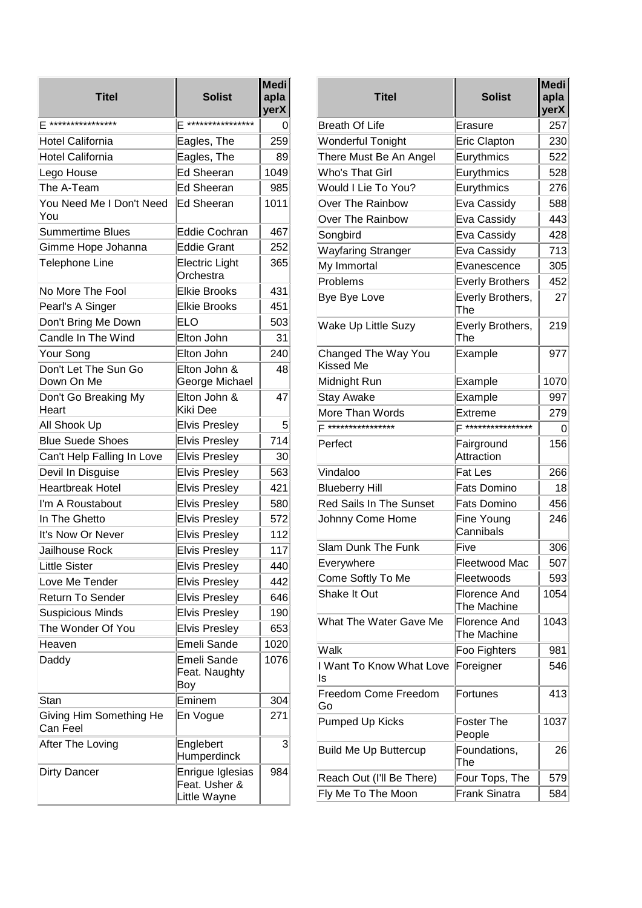| Titel | Solist | MediaplayerX |
|---|---|---|
| E **************** | E **************** | 0 |
| Hotel California | Eagles, The | 259 |
| Hotel California | Eagles, The | 89 |
| Lego House | Ed Sheeran | 1049 |
| The A-Team | Ed Sheeran | 985 |
| You Need Me I Don't Need You | Ed Sheeran | 1011 |
| Summertime Blues | Eddie Cochran | 467 |
| Gimme Hope Johanna | Eddie Grant | 252 |
| Telephone Line | Electric Light Orchestra | 365 |
| No More The Fool | Elkie Brooks | 431 |
| Pearl's A Singer | Elkie Brooks | 451 |
| Don't Bring Me Down | ELO | 503 |
| Candle In The Wind | Elton John | 31 |
| Your Song | Elton John | 240 |
| Don't Let The Sun Go Down On Me | Elton John & George Michael | 48 |
| Don't Go Breaking My Heart | Elton John & Kiki Dee | 47 |
| All Shook Up | Elvis Presley | 5 |
| Blue Suede Shoes | Elvis Presley | 714 |
| Can't Help Falling In Love | Elvis Presley | 30 |
| Devil In Disguise | Elvis Presley | 563 |
| Heartbreak Hotel | Elvis Presley | 421 |
| I'm A Roustabout | Elvis Presley | 580 |
| In The Ghetto | Elvis Presley | 572 |
| It's Now Or Never | Elvis Presley | 112 |
| Jailhouse Rock | Elvis Presley | 117 |
| Little Sister | Elvis Presley | 440 |
| Love Me Tender | Elvis Presley | 442 |
| Return To Sender | Elvis Presley | 646 |
| Suspicious Minds | Elvis Presley | 190 |
| The Wonder Of You | Elvis Presley | 653 |
| Heaven | Emeli Sande | 1020 |
| Daddy | Emeli Sande Feat. Naughty Boy | 1076 |
| Stan | Eminem | 304 |
| Giving Him Something He Can Feel | En Vogue | 271 |
| After The Loving | Englebert Humperdinck | 3 |
| Dirty Dancer | Enrique Iglesias Feat. Usher & Little Wayne | 984 |
| Breath Of Life | Erasure | 257 |
| Wonderful Tonight | Eric Clapton | 230 |
| There Must Be An Angel | Eurythmics | 522 |
| Who's That Girl | Eurythmics | 528 |
| Would I Lie To You? | Eurythmics | 276 |
| Over The Rainbow | Eva Cassidy | 588 |
| Over The Rainbow | Eva Cassidy | 443 |
| Songbird | Eva Cassidy | 428 |
| Wayfaring Stranger | Eva Cassidy | 713 |
| My Immortal | Evanescence | 305 |
| Problems | Everly Brothers | 452 |
| Bye Bye Love | Everly Brothers, The | 27 |
| Wake Up Little Suzy | Everly Brothers, The | 219 |
| Changed The Way You Kissed Me | Example | 977 |
| Midnight Run | Example | 1070 |
| Stay Awake | Example | 997 |
| More Than Words | Extreme | 279 |
| F **************** | F **************** | 0 |
| Perfect | Fairground Attraction | 156 |
| Vindaloo | Fat Les | 266 |
| Blueberry Hill | Fats Domino | 18 |
| Red Sails In The Sunset | Fats Domino | 456 |
| Johnny Come Home | Fine Young Cannibals | 246 |
| Slam Dunk The Funk | Five | 306 |
| Everywhere | Fleetwood Mac | 507 |
| Come Softly To Me | Fleetwoods | 593 |
| Shake It Out | Florence And The Machine | 1054 |
| What The Water Gave Me | Florence And The Machine | 1043 |
| Walk | Foo Fighters | 981 |
| I Want To Know What Love Is | Foreigner | 546 |
| Freedom Come Freedom Go | Fortunes | 413 |
| Pumped Up Kicks | Foster The People | 1037 |
| Build Me Up Buttercup | Foundations, The | 26 |
| Reach Out (I'll Be There) | Four Tops, The | 579 |
| Fly Me To The Moon | Frank Sinatra | 584 |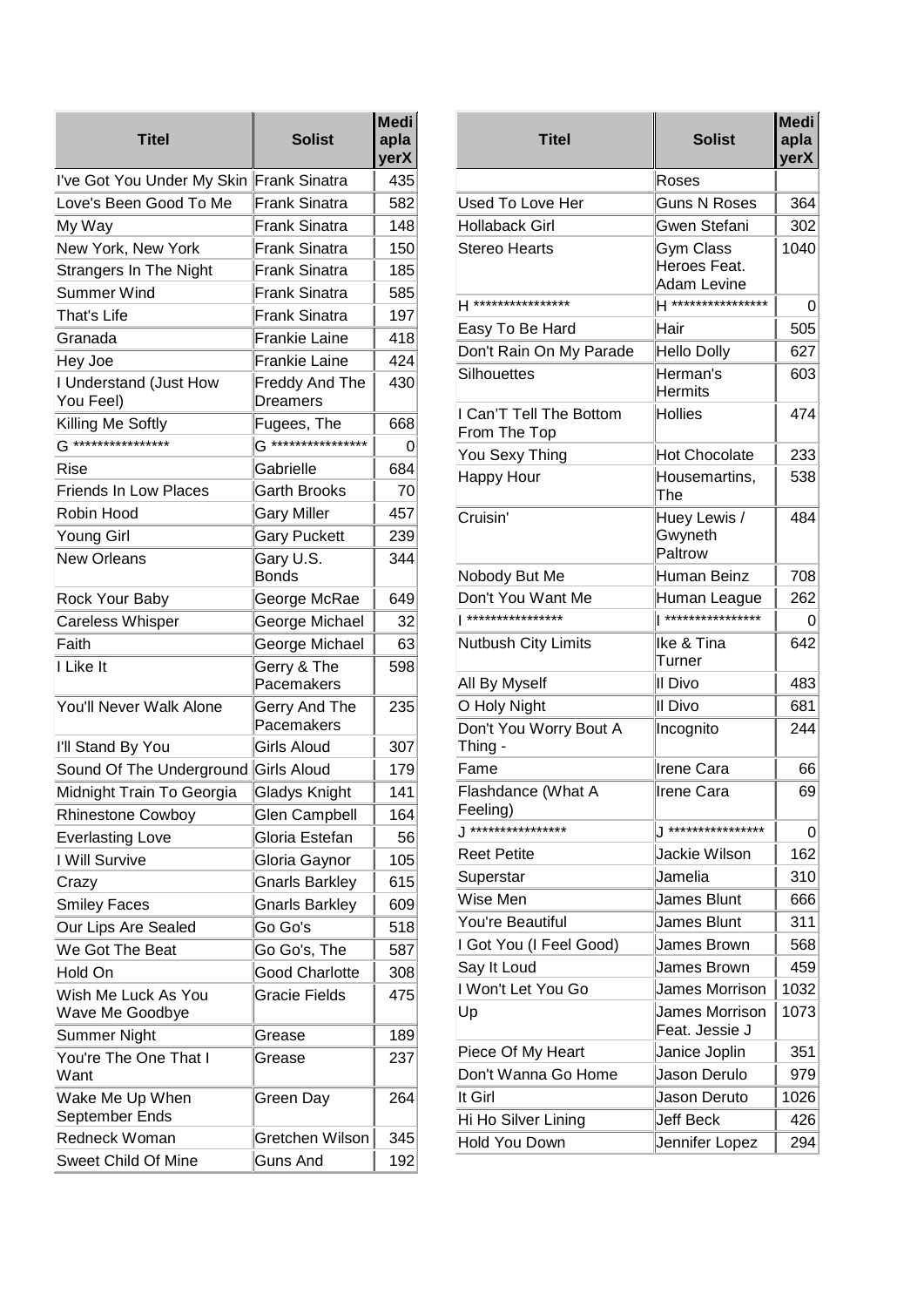| Titel | Solist | Mediaplayer X |
|---|---|---|
| I've Got You Under My Skin | Frank Sinatra | 435 |
| Love's Been Good To Me | Frank Sinatra | 582 |
| My Way | Frank Sinatra | 148 |
| New York, New York | Frank Sinatra | 150 |
| Strangers In The Night | Frank Sinatra | 185 |
| Summer Wind | Frank Sinatra | 585 |
| That's Life | Frank Sinatra | 197 |
| Granada | Frankie Laine | 418 |
| Hey Joe | Frankie Laine | 424 |
| I Understand (Just How You Feel) | Freddy And The Dreamers | 430 |
| Killing Me Softly | Fugees, The | 668 |
| G **************** | G **************** | 0 |
| Rise | Gabrielle | 684 |
| Friends In Low Places | Garth Brooks | 70 |
| Robin Hood | Gary Miller | 457 |
| Young Girl | Gary Puckett | 239 |
| New Orleans | Gary U.S. Bonds | 344 |
| Rock Your Baby | George McRae | 649 |
| Careless Whisper | George Michael | 32 |
| Faith | George Michael | 63 |
| I Like It | Gerry & The Pacemakers | 598 |
| You'll Never Walk Alone | Gerry And The Pacemakers | 235 |
| I'll Stand By You | Girls Aloud | 307 |
| Sound Of The Underground | Girls Aloud | 179 |
| Midnight Train To Georgia | Gladys Knight | 141 |
| Rhinestone Cowboy | Glen Campbell | 164 |
| Everlasting Love | Gloria Estefan | 56 |
| I Will Survive | Gloria Gaynor | 105 |
| Crazy | Gnarls Barkley | 615 |
| Smiley Faces | Gnarls Barkley | 609 |
| Our Lips Are Sealed | Go Go's | 518 |
| We Got The Beat | Go Go's, The | 587 |
| Hold On | Good Charlotte | 308 |
| Wish Me Luck As You Wave Me Goodbye | Gracie Fields | 475 |
| Summer Night | Grease | 189 |
| You're The One That I Want | Grease | 237 |
| Wake Me Up When September Ends | Green Day | 264 |
| Redneck Woman | Gretchen Wilson | 345 |
| Sweet Child Of Mine | Guns And Roses | 192 |
| Used To Love Her | Guns N Roses | 364 |
| Hollaback Girl | Gwen Stefani | 302 |
| Stereo Hearts | Gym Class Heroes Feat. Adam Levine | 1040 |
| H **************** | H **************** | 0 |
| Easy To Be Hard | Hair | 505 |
| Don't Rain On My Parade | Hello Dolly | 627 |
| Silhouettes | Herman's Hermits | 603 |
| I Can'T Tell The Bottom From The Top | Hollies | 474 |
| You Sexy Thing | Hot Chocolate | 233 |
| Happy Hour | Housemartins, The | 538 |
| Cruisin' | Huey Lewis / Gwyneth Paltrow | 484 |
| Nobody But Me | Human Beinz | 708 |
| Don't You Want Me | Human League | 262 |
| I **************** | I **************** | 0 |
| Nutbush City Limits | Ike & Tina Turner | 642 |
| All By Myself | Il Divo | 483 |
| O Holy Night | Il Divo | 681 |
| Don't You Worry Bout A Thing - | Incognito | 244 |
| Fame | Irene Cara | 66 |
| Flashdance (What A Feeling) | Irene Cara | 69 |
| J **************** | J **************** | 0 |
| Reet Petite | Jackie Wilson | 162 |
| Superstar | Jamelia | 310 |
| Wise Men | James Blunt | 666 |
| You're Beautiful | James Blunt | 311 |
| I Got You (I Feel Good) | James Brown | 568 |
| Say It Loud | James Brown | 459 |
| I Won't Let You Go | James Morrison | 1032 |
| Up | James Morrison Feat. Jessie J | 1073 |
| Piece Of My Heart | Janice Joplin | 351 |
| Don't Wanna Go Home | Jason Derulo | 979 |
| It Girl | Jason Deruto | 1026 |
| Hi Ho Silver Lining | Jeff Beck | 426 |
| Hold You Down | Jennifer Lopez | 294 |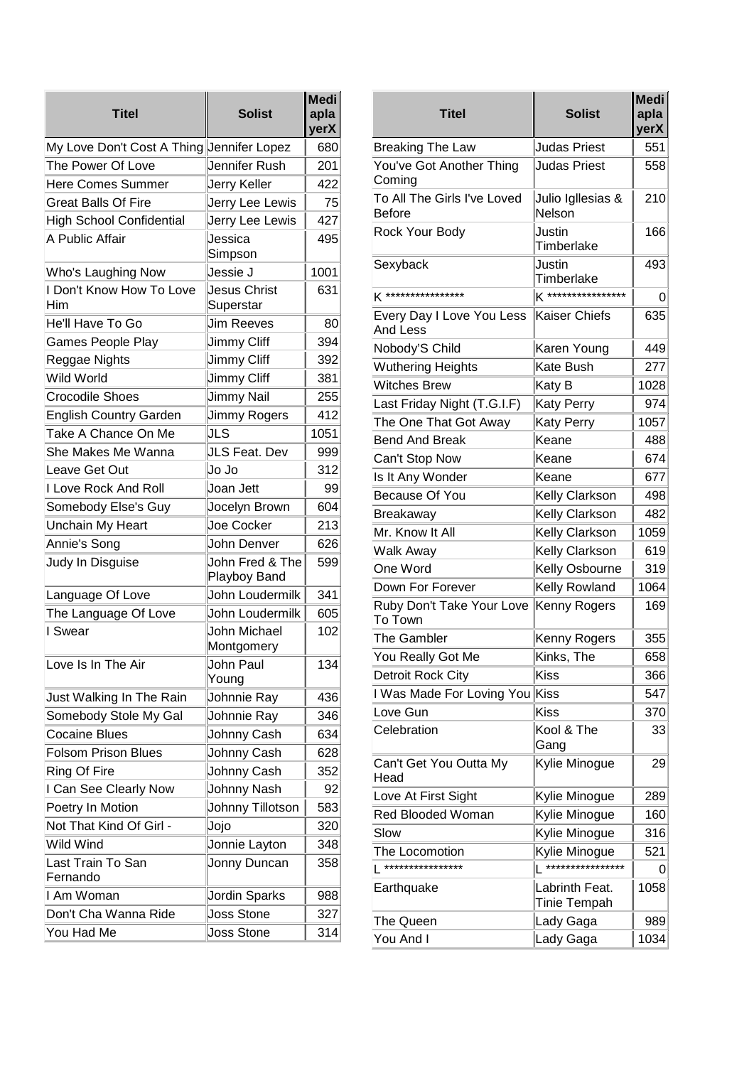| Titel | Solist | MediaplayerX |
|---|---|---|
| My Love Don't Cost A Thing | Jennifer Lopez | 680 |
| The Power Of Love | Jennifer Rush | 201 |
| Here Comes Summer | Jerry Keller | 422 |
| Great Balls Of Fire | Jerry Lee Lewis | 75 |
| High School Confidential | Jerry Lee Lewis | 427 |
| A Public Affair | Jessica Simpson | 495 |
| Who's Laughing Now | Jessie J | 1001 |
| I Don't Know How To Love Him | Jesus Christ Superstar | 631 |
| He'll Have To Go | Jim Reeves | 80 |
| Games People Play | Jimmy Cliff | 394 |
| Reggae Nights | Jimmy Cliff | 392 |
| Wild World | Jimmy Cliff | 381 |
| Crocodile Shoes | Jimmy Nail | 255 |
| English Country Garden | Jimmy Rogers | 412 |
| Take A Chance On Me | JLS | 1051 |
| She Makes Me Wanna | JLS Feat. Dev | 999 |
| Leave Get Out | Jo Jo | 312 |
| I Love Rock And Roll | Joan Jett | 99 |
| Somebody Else's Guy | Jocelyn Brown | 604 |
| Unchain My Heart | Joe Cocker | 213 |
| Annie's Song | John Denver | 626 |
| Judy In Disguise | John Fred & The Playboy Band | 599 |
| Language Of Love | John Loudermilk | 341 |
| The Language Of Love | John Loudermilk | 605 |
| I Swear | John Michael Montgomery | 102 |
| Love Is In The Air | John Paul Young | 134 |
| Just Walking In The Rain | Johnnie Ray | 436 |
| Somebody Stole My Gal | Johnnie Ray | 346 |
| Cocaine Blues | Johnny Cash | 634 |
| Folsom Prison Blues | Johnny Cash | 628 |
| Ring Of Fire | Johnny Cash | 352 |
| I Can See Clearly Now | Johnny Nash | 92 |
| Poetry In Motion | Johnny Tillotson | 583 |
| Not That Kind Of Girl - | Jojo | 320 |
| Wild Wind | Jonnie Layton | 348 |
| Last Train To San Fernando | Jonny Duncan | 358 |
| I Am Woman | Jordin Sparks | 988 |
| Don't Cha Wanna Ride | Joss Stone | 327 |
| You Had Me | Joss Stone | 314 |
| Breaking The Law | Judas Priest | 551 |
| You've Got Another Thing Coming | Judas Priest | 558 |
| To All The Girls I've Loved Before | Julio Igglesias & Nelson | 210 |
| Rock Your Body | Justin Timberlake | 166 |
| Sexyback | Justin Timberlake | 493 |
| K **************** | K **************** | 0 |
| Every Day I Love You Less And Less | Kaiser Chiefs | 635 |
| Nobody'S Child | Karen Young | 449 |
| Wuthering Heights | Kate Bush | 277 |
| Witches Brew | Katy B | 1028 |
| Last Friday Night (T.G.I.F) | Katy Perry | 974 |
| The One That Got Away | Katy Perry | 1057 |
| Bend And Break | Keane | 488 |
| Can't Stop Now | Keane | 674 |
| Is It Any Wonder | Keane | 677 |
| Because Of You | Kelly Clarkson | 498 |
| Breakaway | Kelly Clarkson | 482 |
| Mr. Know It All | Kelly Clarkson | 1059 |
| Walk Away | Kelly Clarkson | 619 |
| One Word | Kelly Osbourne | 319 |
| Down For Forever | Kelly Rowland | 1064 |
| Ruby Don't Take Your Love To Town | Kenny Rogers | 169 |
| The Gambler | Kenny Rogers | 355 |
| You Really Got Me | Kinks, The | 658 |
| Detroit Rock City | Kiss | 366 |
| I Was Made For Loving You | Kiss | 547 |
| Love Gun | Kiss | 370 |
| Celebration | Kool & The Gang | 33 |
| Can't Get You Outta My Head | Kylie Minogue | 29 |
| Love At First Sight | Kylie Minogue | 289 |
| Red Blooded Woman | Kylie Minogue | 160 |
| Slow | Kylie Minogue | 316 |
| The Locomotion | Kylie Minogue | 521 |
| L **************** | L **************** | 0 |
| Earthquake | Labrinth Feat. Tinie Tempah | 1058 |
| The Queen | Lady Gaga | 989 |
| You And I | Lady Gaga | 1034 |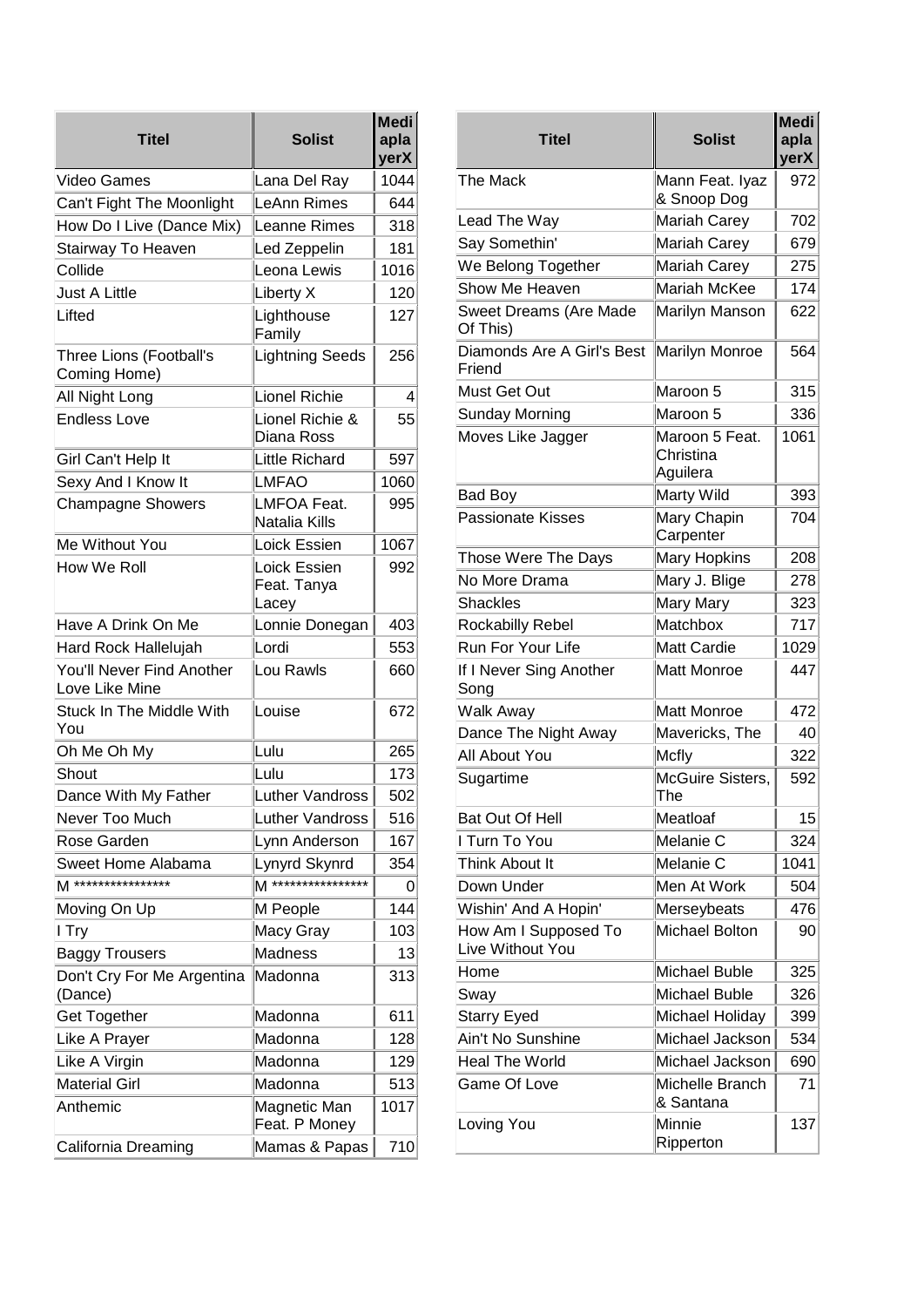| Titel | Solist | MediaplayerX |
|---|---|---|
| Video Games | Lana Del Ray | 1044 |
| Can't Fight The Moonlight | LeAnn Rimes | 644 |
| How Do I Live (Dance Mix) | Leanne Rimes | 318 |
| Stairway To Heaven | Led Zeppelin | 181 |
| Collide | Leona Lewis | 1016 |
| Just A Little | Liberty X | 120 |
| Lifted | Lighthouse Family | 127 |
| Three Lions (Football's Coming Home) | Lightning Seeds | 256 |
| All Night Long | Lionel Richie | 4 |
| Endless Love | Lionel Richie & Diana Ross | 55 |
| Girl Can't Help It | Little Richard | 597 |
| Sexy And I Know It | LMFAO | 1060 |
| Champagne Showers | LMFOA Feat. Natalia Kills | 995 |
| Me Without You | Loick Essien | 1067 |
| How We Roll | Loick Essien Feat. Tanya Lacey | 992 |
| Have A Drink On Me | Lonnie Donegan | 403 |
| Hard Rock Hallelujah | Lordi | 553 |
| You'll Never Find Another Love Like Mine | Lou Rawls | 660 |
| Stuck In The Middle With You | Louise | 672 |
| Oh Me Oh My | Lulu | 265 |
| Shout | Lulu | 173 |
| Dance With My Father | Luther Vandross | 502 |
| Never Too Much | Luther Vandross | 516 |
| Rose Garden | Lynn Anderson | 167 |
| Sweet Home Alabama | Lynyrd Skynrd | 354 |
| M **************** | M **************** | 0 |
| Moving On Up | M People | 144 |
| I Try | Macy Gray | 103 |
| Baggy Trousers | Madness | 13 |
| Don't Cry For Me Argentina (Dance) | Madonna | 313 |
| Get Together | Madonna | 611 |
| Like A Prayer | Madonna | 128 |
| Like A Virgin | Madonna | 129 |
| Material Girl | Madonna | 513 |
| Anthemic | Magnetic Man Feat. P Money | 1017 |
| California Dreaming | Mamas & Papas | 710 |

| Titel | Solist | MediaplayerX |
|---|---|---|
| The Mack | Mann Feat. Iyaz & Snoop Dog | 972 |
| Lead The Way | Mariah Carey | 702 |
| Say Somethin' | Mariah Carey | 679 |
| We Belong Together | Mariah Carey | 275 |
| Show Me Heaven | Mariah McKee | 174 |
| Sweet Dreams (Are Made Of This) | Marilyn Manson | 622 |
| Diamonds Are A Girl's Best Friend | Marilyn Monroe | 564 |
| Must Get Out | Maroon 5 | 315 |
| Sunday Morning | Maroon 5 | 336 |
| Moves Like Jagger | Maroon 5 Feat. Christina Aguilera | 1061 |
| Bad Boy | Marty Wild | 393 |
| Passionate Kisses | Mary Chapin Carpenter | 704 |
| Those Were The Days | Mary Hopkins | 208 |
| No More Drama | Mary J. Blige | 278 |
| Shackles | Mary Mary | 323 |
| Rockabilly Rebel | Matchbox | 717 |
| Run For Your Life | Matt Cardie | 1029 |
| If I Never Sing Another Song | Matt Monroe | 447 |
| Walk Away | Matt Monroe | 472 |
| Dance The Night Away | Mavericks, The | 40 |
| All About You | Mcfly | 322 |
| Sugartime | McGuire Sisters, The | 592 |
| Bat Out Of Hell | Meatloaf | 15 |
| I Turn To You | Melanie C | 324 |
| Think About It | Melanie C | 1041 |
| Down Under | Men At Work | 504 |
| Wishin' And A Hopin' | Merseybeats | 476 |
| How Am I Supposed To Live Without You | Michael Bolton | 90 |
| Home | Michael Buble | 325 |
| Sway | Michael Buble | 326 |
| Starry Eyed | Michael Holiday | 399 |
| Ain't No Sunshine | Michael Jackson | 534 |
| Heal The World | Michael Jackson | 690 |
| Game Of Love | Michelle Branch & Santana | 71 |
| Loving You | Minnie Ripperton | 137 |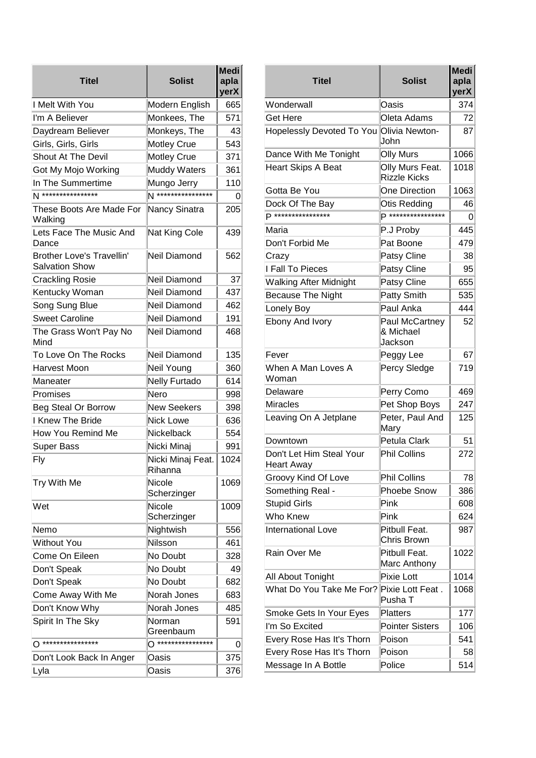| Titel | Solist | MediaplayerX |
|---|---|---|
| I Melt With You | Modern English | 665 |
| I'm A Believer | Monkees, The | 571 |
| Daydream Believer | Monkeys, The | 43 |
| Girls, Girls, Girls | Motley Crue | 543 |
| Shout At The Devil | Motley Crue | 371 |
| Got My Mojo Working | Muddy Waters | 361 |
| In The Summertime | Mungo Jerry | 110 |
| N **************** | N **************** | 0 |
| These Boots Are Made For Walking | Nancy Sinatra | 205 |
| Lets Face The Music And Dance | Nat King Cole | 439 |
| Brother Love's Travellin' Salvation Show | Neil Diamond | 562 |
| Crackling Rosie | Neil Diamond | 37 |
| Kentucky Woman | Neil Diamond | 437 |
| Song Sung Blue | Neil Diamond | 462 |
| Sweet Caroline | Neil Diamond | 191 |
| The Grass Won't Pay No Mind | Neil Diamond | 468 |
| To Love On The Rocks | Neil Diamond | 135 |
| Harvest Moon | Neil Young | 360 |
| Maneater | Nelly Furtado | 614 |
| Promises | Nero | 998 |
| Beg Steal Or Borrow | New Seekers | 398 |
| I Knew The Bride | Nick Lowe | 636 |
| How You Remind Me | Nickelback | 554 |
| Super Bass | Nicki Minaj | 991 |
| Fly | Nicki Minaj Feat. Rihanna | 1024 |
| Try With Me | Nicole Scherzinger | 1069 |
| Wet | Nicole Scherzinger | 1009 |
| Nemo | Nightwish | 556 |
| Without You | Nilsson | 461 |
| Come On Eileen | No Doubt | 328 |
| Don't Speak | No Doubt | 49 |
| Don't Speak | No Doubt | 682 |
| Come Away With Me | Norah Jones | 683 |
| Don't Know Why | Norah Jones | 485 |
| Spirit In The Sky | Norman Greenbaum | 591 |
| O **************** | O **************** | 0 |
| Don't Look Back In Anger | Oasis | 375 |
| Lyla | Oasis | 376 |
| Wonderwall | Oasis | 374 |
| Get Here | Oleta Adams | 72 |
| Hopelessly Devoted To You | Olivia Newton-John | 87 |
| Dance With Me Tonight | Olly Murs | 1066 |
| Heart Skips A Beat | Olly Murs Feat. Rizzle Kicks | 1018 |
| Gotta Be You | One Direction | 1063 |
| Dock Of The Bay | Otis Redding | 46 |
| P **************** | P **************** | 0 |
| Maria | P.J Proby | 445 |
| Don't Forbid Me | Pat Boone | 479 |
| Crazy | Patsy Cline | 38 |
| I Fall To Pieces | Patsy Cline | 95 |
| Walking After Midnight | Patsy Cline | 655 |
| Because The Night | Patty Smith | 535 |
| Lonely Boy | Paul Anka | 444 |
| Ebony And Ivory | Paul McCartney & Michael Jackson | 52 |
| Fever | Peggy Lee | 67 |
| When A Man Loves A Woman | Percy Sledge | 719 |
| Delaware | Perry Como | 469 |
| Miracles | Pet Shop Boys | 247 |
| Leaving On A Jetplane | Peter, Paul And Mary | 125 |
| Downtown | Petula Clark | 51 |
| Don't Let Him Steal Your Heart Away | Phil Collins | 272 |
| Groovy Kind Of Love | Phil Collins | 78 |
| Something Real - | Phoebe Snow | 386 |
| Stupid Girls | Pink | 608 |
| Who Knew | Pink | 624 |
| International Love | Pitbull Feat. Chris Brown | 987 |
| Rain Over Me | Pitbull Feat. Marc Anthony | 1022 |
| All About Tonight | Pixie Lott | 1014 |
| What Do You Take Me For? | Pixie Lott Feat . Pusha T | 1068 |
| Smoke Gets In Your Eyes | Platters | 177 |
| I'm So Excited | Pointer Sisters | 106 |
| Every Rose Has It's Thorn | Poison | 541 |
| Every Rose Has It's Thorn | Poison | 58 |
| Message In A Bottle | Police | 514 |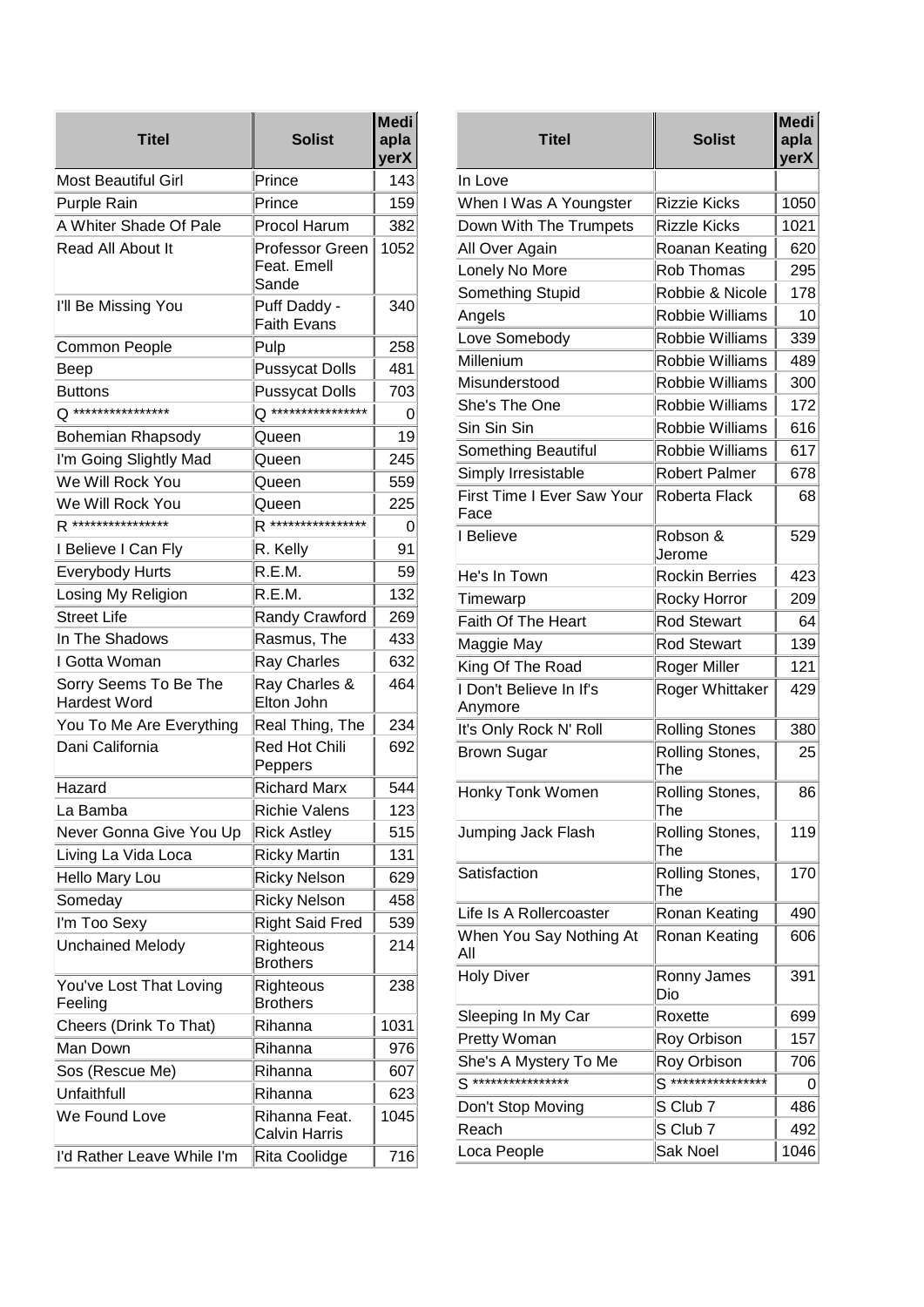| Titel | Solist | Mediaplayer X |
|---|---|---|
| Most Beautiful Girl | Prince | 143 |
| Purple Rain | Prince | 159 |
| A Whiter Shade Of Pale | Procol Harum | 382 |
| Read All About It | Professor Green Feat. Emell Sande | 1052 |
| I'll Be Missing You | Puff Daddy - Faith Evans | 340 |
| Common People | Pulp | 258 |
| Beep | Pussycat Dolls | 481 |
| Buttons | Pussycat Dolls | 703 |
| Q **************** | Q **************** | 0 |
| Bohemian Rhapsody | Queen | 19 |
| I'm Going Slightly Mad | Queen | 245 |
| We Will Rock You | Queen | 559 |
| We Will Rock You | Queen | 225 |
| R **************** | R **************** | 0 |
| I Believe I Can Fly | R. Kelly | 91 |
| Everybody Hurts | R.E.M. | 59 |
| Losing My Religion | R.E.M. | 132 |
| Street Life | Randy Crawford | 269 |
| In The Shadows | Rasmus, The | 433 |
| I Gotta Woman | Ray Charles | 632 |
| Sorry Seems To Be The Hardest Word | Ray Charles & Elton John | 464 |
| You To Me Are Everything | Real Thing, The | 234 |
| Dani California | Red Hot Chili Peppers | 692 |
| Hazard | Richard Marx | 544 |
| La Bamba | Richie Valens | 123 |
| Never Gonna Give You Up | Rick Astley | 515 |
| Living La Vida Loca | Ricky Martin | 131 |
| Hello Mary Lou | Ricky Nelson | 629 |
| Someday | Ricky Nelson | 458 |
| I'm Too Sexy | Right Said Fred | 539 |
| Unchained Melody | Righteous Brothers | 214 |
| You've Lost That Loving Feeling | Righteous Brothers | 238 |
| Cheers (Drink To That) | Rihanna | 1031 |
| Man Down | Rihanna | 976 |
| Sos (Rescue Me) | Rihanna | 607 |
| Unfaithfull | Rihanna | 623 |
| We Found Love | Rihanna Feat. Calvin Harris | 1045 |
| I'd Rather Leave While I'm | Rita Coolidge | 716 |
| In Love | | |
| When I Was A Youngster | Rizzie Kicks | 1050 |
| Down With The Trumpets | Rizzle Kicks | 1021 |
| All Over Again | Roanan Keating | 620 |
| Lonely No More | Rob Thomas | 295 |
| Something Stupid | Robbie & Nicole | 178 |
| Angels | Robbie Williams | 10 |
| Love Somebody | Robbie Williams | 339 |
| Millenium | Robbie Williams | 489 |
| Misunderstood | Robbie Williams | 300 |
| She's The One | Robbie Williams | 172 |
| Sin Sin Sin | Robbie Williams | 616 |
| Something Beautiful | Robbie Williams | 617 |
| Simply Irresistable | Robert Palmer | 678 |
| First Time I Ever Saw Your Face | Roberta Flack | 68 |
| I Believe | Robson & Jerome | 529 |
| He's In Town | Rockin Berries | 423 |
| Timewarp | Rocky Horror | 209 |
| Faith Of The Heart | Rod Stewart | 64 |
| Maggie May | Rod Stewart | 139 |
| King Of The Road | Roger Miller | 121 |
| I Don't Believe In If's Anymore | Roger Whittaker | 429 |
| It's Only Rock N' Roll | Rolling Stones | 380 |
| Brown Sugar | Rolling Stones, The | 25 |
| Honky Tonk Women | Rolling Stones, The | 86 |
| Jumping Jack Flash | Rolling Stones, The | 119 |
| Satisfaction | Rolling Stones, The | 170 |
| Life Is A Rollercoaster | Ronan Keating | 490 |
| When You Say Nothing At All | Ronan Keating | 606 |
| Holy Diver | Ronny James Dio | 391 |
| Sleeping In My Car | Roxette | 699 |
| Pretty Woman | Roy Orbison | 157 |
| She's A Mystery To Me | Roy Orbison | 706 |
| S **************** | S **************** | 0 |
| Don't Stop Moving | S Club 7 | 486 |
| Reach | S Club 7 | 492 |
| Loca People | Sak Noel | 1046 |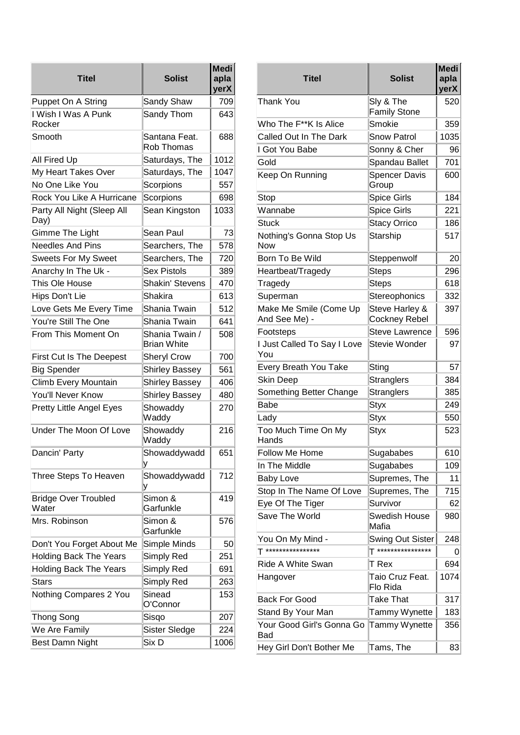| Titel | Solist | MediaplayerX |
|---|---|---|
| Puppet On A String | Sandy Shaw | 709 |
| I Wish I Was A Punk Rocker | Sandy Thom | 643 |
| Smooth | Santana Feat. Rob Thomas | 688 |
| All Fired Up | Saturdays, The | 1012 |
| My Heart Takes Over | Saturdays, The | 1047 |
| No One Like You | Scorpions | 557 |
| Rock You Like A Hurricane | Scorpions | 698 |
| Party All Night (Sleep All Day) | Sean Kingston | 1033 |
| Gimme The Light | Sean Paul | 73 |
| Needles And Pins | Searchers, The | 578 |
| Sweets For My Sweet | Searchers, The | 720 |
| Anarchy In The Uk - | Sex Pistols | 389 |
| This Ole House | Shakin' Stevens | 470 |
| Hips Don't Lie | Shakira | 613 |
| Love Gets Me Every Time | Shania Twain | 512 |
| You're Still The One | Shania Twain | 641 |
| From This Moment On | Shania Twain / Brian White | 508 |
| First Cut Is The Deepest | Sheryl Crow | 700 |
| Big Spender | Shirley Bassey | 561 |
| Climb Every Mountain | Shirley Bassey | 406 |
| You'll Never Know | Shirley Bassey | 480 |
| Pretty Little Angel Eyes | Showaddy Waddy | 270 |
| Under The Moon Of Love | Showaddy Waddy | 216 |
| Dancin' Party | Showaddywaddy | 651 |
| Three Steps To Heaven | Showaddywaddy | 712 |
| Bridge Over Troubled Water | Simon & Garfunkle | 419 |
| Mrs. Robinson | Simon & Garfunkle | 576 |
| Don't You Forget About Me | Simple Minds | 50 |
| Holding Back The Years | Simply Red | 251 |
| Holding Back The Years | Simply Red | 691 |
| Stars | Simply Red | 263 |
| Nothing Compares 2 You | Sinead O'Connor | 153 |
| Thong Song | Sisqo | 207 |
| We Are Family | Sister Sledge | 224 |
| Best Damn Night | Six D | 1006 |

| Titel | Solist | MediaplayerX |
|---|---|---|
| Thank You | Sly & The Family Stone | 520 |
| Who The F**K Is Alice | Smokie | 359 |
| Called Out In The Dark | Snow Patrol | 1035 |
| I Got You Babe | Sonny & Cher | 96 |
| Gold | Spandau Ballet | 701 |
| Keep On Running | Spencer Davis Group | 600 |
| Stop | Spice Girls | 184 |
| Wannabe | Spice Girls | 221 |
| Stuck | Stacy Orrico | 186 |
| Nothing's Gonna Stop Us Now | Starship | 517 |
| Born To Be Wild | Steppenwolf | 20 |
| Heartbeat/Tragedy | Steps | 296 |
| Tragedy | Steps | 618 |
| Superman | Stereophonics | 332 |
| Make Me Smile (Come Up And See Me) - | Steve Harley & Cockney Rebel | 397 |
| Footsteps | Steve Lawrence | 596 |
| I Just Called To Say I Love You | Stevie Wonder | 97 |
| Every Breath You Take | Sting | 57 |
| Skin Deep | Stranglers | 384 |
| Something Better Change | Stranglers | 385 |
| Babe | Styx | 249 |
| Lady | Styx | 550 |
| Too Much Time On My Hands | Styx | 523 |
| Follow Me Home | Sugababes | 610 |
| In The Middle | Sugababes | 109 |
| Baby Love | Supremes, The | 11 |
| Stop In The Name Of Love | Supremes, The | 715 |
| Eye Of The Tiger | Survivor | 62 |
| Save The World | Swedish House Mafia | 980 |
| You On My Mind - | Swing Out Sister | 248 |
| T **************** | T **************** | 0 |
| Ride A White Swan | T Rex | 694 |
| Hangover | Taio Cruz Feat. Flo Rida | 1074 |
| Back For Good | Take That | 317 |
| Stand By Your Man | Tammy Wynette | 183 |
| Your Good Girl's Gonna Go Bad | Tammy Wynette | 356 |
| Hey Girl Don't Bother Me | Tams, The | 83 |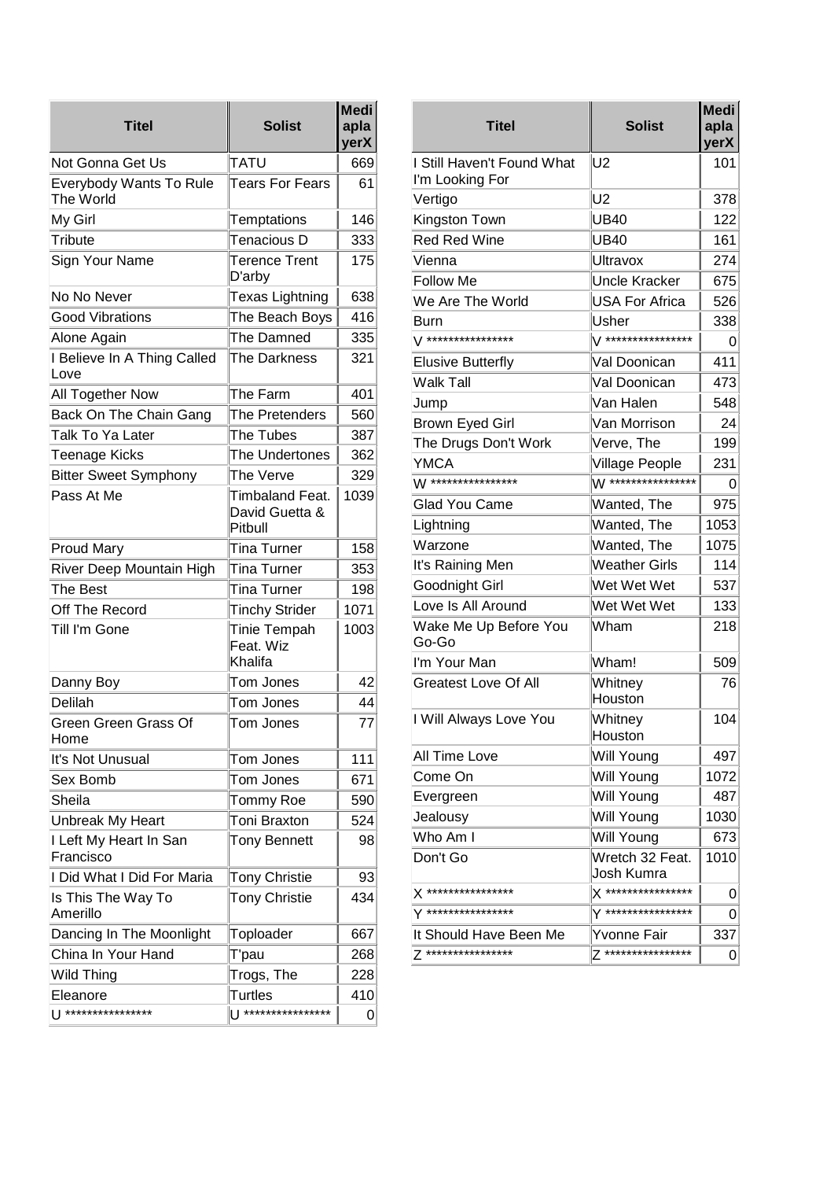| Titel | Solist | MediaplayerX |
|---|---|---|
| Not Gonna Get Us | TATU | 669 |
| Everybody Wants To Rule The World | Tears For Fears | 61 |
| My Girl | Temptations | 146 |
| Tribute | Tenacious D | 333 |
| Sign Your Name | Terence Trent D'arby | 175 |
| No No Never | Texas Lightning | 638 |
| Good Vibrations | The Beach Boys | 416 |
| Alone Again | The Damned | 335 |
| I Believe In A Thing Called Love | The Darkness | 321 |
| All Together Now | The Farm | 401 |
| Back On The Chain Gang | The Pretenders | 560 |
| Talk To Ya Later | The Tubes | 387 |
| Teenage Kicks | The Undertones | 362 |
| Bitter Sweet Symphony | The Verve | 329 |
| Pass At Me | Timbaland Feat. David Guetta & Pitbull | 1039 |
| Proud Mary | Tina Turner | 158 |
| River Deep Mountain High | Tina Turner | 353 |
| The Best | Tina Turner | 198 |
| Off The Record | Tinchy Strider | 1071 |
| Till I'm Gone | Tinie Tempah Feat. Wiz Khalifa | 1003 |
| Danny Boy | Tom Jones | 42 |
| Delilah | Tom Jones | 44 |
| Green Green Grass Of Home | Tom Jones | 77 |
| It's Not Unusual | Tom Jones | 111 |
| Sex Bomb | Tom Jones | 671 |
| Sheila | Tommy Roe | 590 |
| Unbreak My Heart | Toni Braxton | 524 |
| I Left My Heart In San Francisco | Tony Bennett | 98 |
| I Did What I Did For Maria | Tony Christie | 93 |
| Is This The Way To Amerillo | Tony Christie | 434 |
| Dancing In The Moonlight | Toploader | 667 |
| China In Your Hand | T'pau | 268 |
| Wild Thing | Trogs, The | 228 |
| Eleanore | Turtles | 410 |
| U **************** | U **************** | 0 |

| Titel | Solist | MediaplayerX |
|---|---|---|
| I Still Haven't Found What I'm Looking For | U2 | 101 |
| Vertigo | U2 | 378 |
| Kingston Town | UB40 | 122 |
| Red Red Wine | UB40 | 161 |
| Vienna | Ultravox | 274 |
| Follow Me | Uncle Kracker | 675 |
| We Are The World | USA For Africa | 526 |
| Burn | Usher | 338 |
| V **************** | V **************** | 0 |
| Elusive Butterfly | Val Doonican | 411 |
| Walk Tall | Val Doonican | 473 |
| Jump | Van Halen | 548 |
| Brown Eyed Girl | Van Morrison | 24 |
| The Drugs Don't Work | Verve, The | 199 |
| YMCA | Village People | 231 |
| W **************** | W **************** | 0 |
| Glad You Came | Wanted, The | 975 |
| Lightning | Wanted, The | 1053 |
| Warzone | Wanted, The | 1075 |
| It's Raining Men | Weather Girls | 114 |
| Goodnight Girl | Wet Wet Wet | 537 |
| Love Is All Around | Wet Wet Wet | 133 |
| Wake Me Up Before You Go-Go | Wham | 218 |
| I'm Your Man | Wham! | 509 |
| Greatest Love Of All | Whitney Houston | 76 |
| I Will Always Love You | Whitney Houston | 104 |
| All Time Love | Will Young | 497 |
| Come On | Will Young | 1072 |
| Evergreen | Will Young | 487 |
| Jealousy | Will Young | 1030 |
| Who Am I | Will Young | 673 |
| Don't Go | Wretch 32 Feat. Josh Kumra | 1010 |
| X **************** | X **************** | 0 |
| Y **************** | Y **************** | 0 |
| It Should Have Been Me | Yvonne Fair | 337 |
| Z **************** | Z **************** | 0 |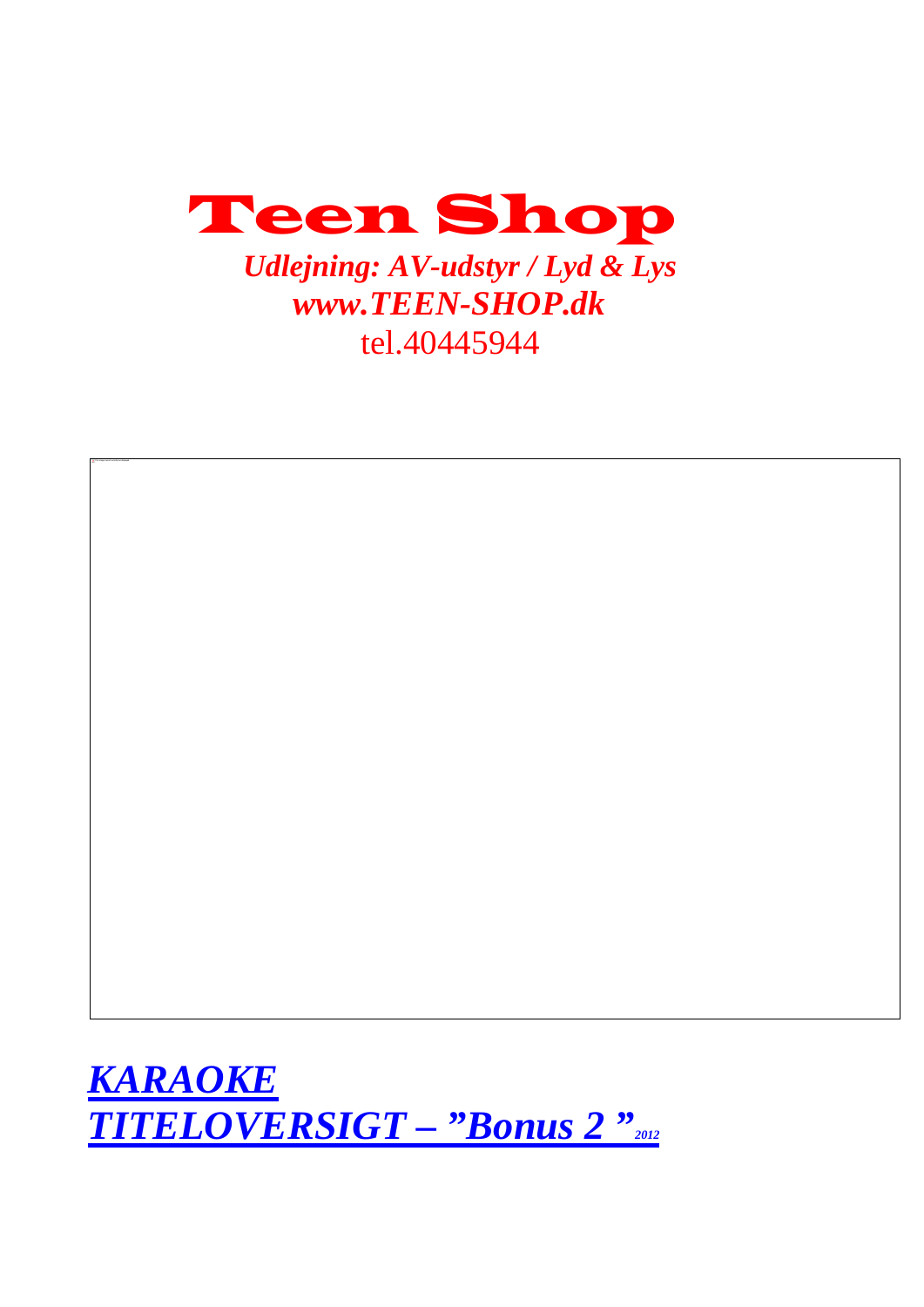# Teen Shop

***Udlejning: AV-udstyr / Lyd & Lys***

***www.TEEN-SHOP.dk***

tel.40445944

## ***KARAOKE***

## ***TITELOVERSIGT – "Bonus 2 "*** ***2012***